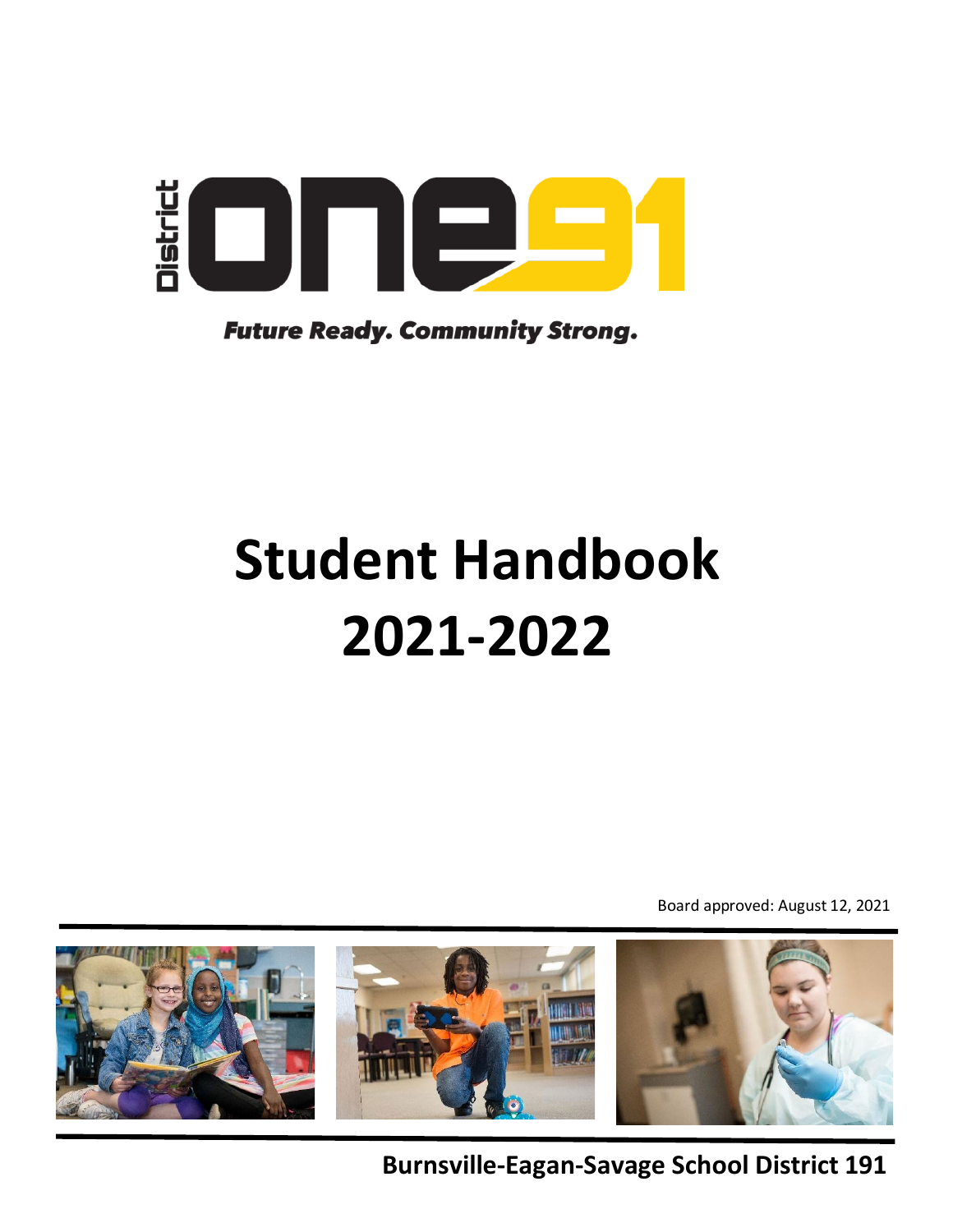District ONE91

*Future Ready. Community Strong.*

# Student Handbook 2021-2022

Board approved: August 12, 2021

**Burnsville-Eagan-Savage School District 191**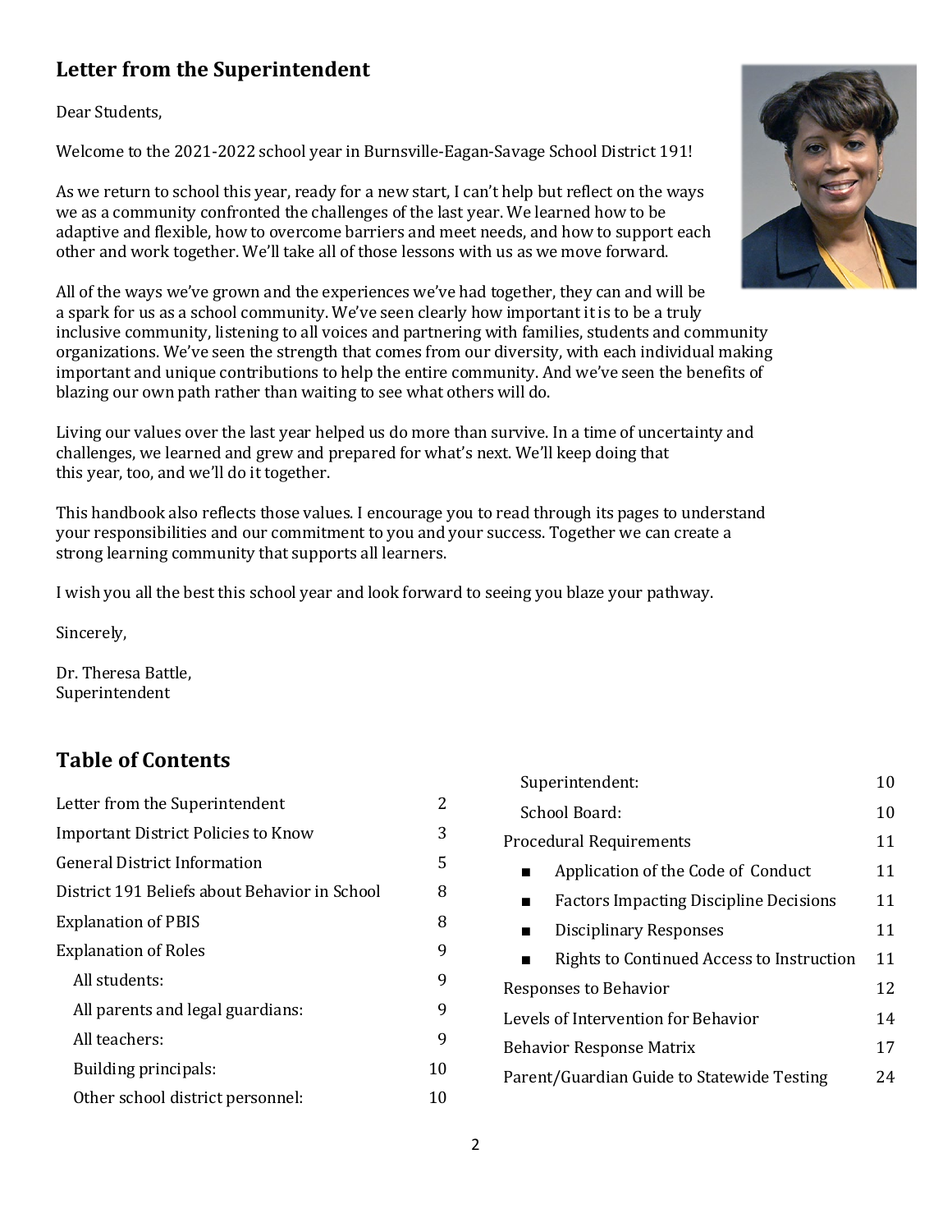## Letter from the Superintendent

Dear Students,

Welcome to the 2021-2022 school year in Burnsville-Eagan-Savage School District 191!

As we return to school this year, ready for a new start, I can't help but reflect on the ways we as a community confronted the challenges of the last year. We learned how to be adaptive and flexible, how to overcome barriers and meet needs, and how to support each other and work together. We'll take all of those lessons with us as we move forward.

All of the ways we've grown and the experiences we've had together, they can and will be a spark for us as a school community. We've seen clearly how important it is to be a truly inclusive community, listening to all voices and partnering with families, students and community organizations. We've seen the strength that comes from our diversity, with each individual making important and unique contributions to help the entire community. And we've seen the benefits of blazing our own path rather than waiting to see what others will do.

Living our values over the last year helped us do more than survive. In a time of uncertainty and challenges, we learned and grew and prepared for what's next. We'll keep doing that this year, too, and we'll do it together.

This handbook also reflects those values. I encourage you to read through its pages to understand your responsibilities and our commitment to you and your success. Together we can create a strong learning community that supports all learners.

I wish you all the best this school year and look forward to seeing you blaze your pathway.

Sincerely,

Dr. Theresa Battle,
Superintendent

## Table of Contents

| | |
|---|---|
| Letter from the Superintendent | 2 |
| Important District Policies to Know | 3 |
| General District Information | 5 |
| District 191 Beliefs about Behavior in School | 8 |
| Explanation of PBIS | 8 |
| Explanation of Roles | 9 |
| All students: | 9 |
| All parents and legal guardians: | 9 |
| All teachers: | 9 |
| Building principals: | 10 |
| Other school district personnel: | 10 |
| Superintendent: | 10 |
| School Board: | 10 |
| Procedural Requirements | 11 |
| ■ Application of the Code of Conduct | 11 |
| ■ Factors Impacting Discipline Decisions | 11 |
| ■ Disciplinary Responses | 11 |
| ■ Rights to Continued Access to Instruction | 11 |
| Responses to Behavior | 12 |
| Levels of Intervention for Behavior | 14 |
| Behavior Response Matrix | 17 |
| Parent/Guardian Guide to Statewide Testing | 24 |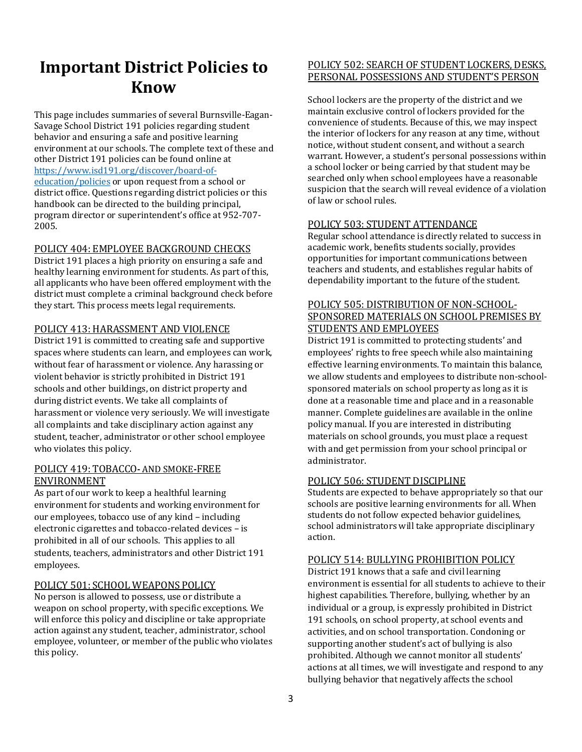# Important District Policies to Know

This page includes summaries of several Burnsville-Eagan-Savage School District 191 policies regarding student behavior and ensuring a safe and positive learning environment at our schools. The complete text of these and other District 191 policies can be found online at [https://www.isd191.org/discover/board-of-education/policies](https://www.isd191.org/discover/board-of-education/policies) or upon request from a school or district office. Questions regarding district policies or this handbook can be directed to the building principal, program director or superintendent's office at 952-707-2005.

## POLICY 404: EMPLOYEE BACKGROUND CHECKS

District 191 places a high priority on ensuring a safe and healthy learning environment for students. As part of this, all applicants who have been offered employment with the district must complete a criminal background check before they start. This process meets legal requirements.

## POLICY 413: HARASSMENT AND VIOLENCE

District 191 is committed to creating safe and supportive spaces where students can learn, and employees can work, without fear of harassment or violence. Any harassing or violent behavior is strictly prohibited in District 191 schools and other buildings, on district property and during district events. We take all complaints of harassment or violence very seriously. We will investigate all complaints and take disciplinary action against any student, teacher, administrator or other school employee who violates this policy.

## POLICY 419: TOBACCO- AND SMOKE-FREE ENVIRONMENT

As part of our work to keep a healthful learning environment for students and working environment for our employees, tobacco use of any kind – including electronic cigarettes and tobacco-related devices – is prohibited in all of our schools. This applies to all students, teachers, administrators and other District 191 employees.

## POLICY 501: SCHOOL WEAPONS POLICY

No person is allowed to possess, use or distribute a weapon on school property, with specific exceptions. We will enforce this policy and discipline or take appropriate action against any student, teacher, administrator, school employee, volunteer, or member of the public who violates this policy.

## POLICY 502: SEARCH OF STUDENT LOCKERS, DESKS, PERSONAL POSSESSIONS AND STUDENT'S PERSON

School lockers are the property of the district and we maintain exclusive control of lockers provided for the convenience of students. Because of this, we may inspect the interior of lockers for any reason at any time, without notice, without student consent, and without a search warrant. However, a student's personal possessions within a school locker or being carried by that student may be searched only when school employees have a reasonable suspicion that the search will reveal evidence of a violation of law or school rules.

## POLICY 503: STUDENT ATTENDANCE

Regular school attendance is directly related to success in academic work, benefits students socially, provides opportunities for important communications between teachers and students, and establishes regular habits of dependability important to the future of the student.

## POLICY 505: DISTRIBUTION OF NON-SCHOOL-SPONSORED MATERIALS ON SCHOOL PREMISES BY STUDENTS AND EMPLOYEES

District 191 is committed to protecting students' and employees' rights to free speech while also maintaining effective learning environments. To maintain this balance, we allow students and employees to distribute non-school-sponsored materials on school property as long as it is done at a reasonable time and place and in a reasonable manner. Complete guidelines are available in the online policy manual. If you are interested in distributing materials on school grounds, you must place a request with and get permission from your school principal or administrator.

## POLICY 506: STUDENT DISCIPLINE

Students are expected to behave appropriately so that our schools are positive learning environments for all. When students do not follow expected behavior guidelines, school administrators will take appropriate disciplinary action.

## POLICY 514: BULLYING PROHIBITION POLICY

District 191 knows that a safe and civil learning environment is essential for all students to achieve to their highest capabilities. Therefore, bullying, whether by an individual or a group, is expressly prohibited in District 191 schools, on school property, at school events and activities, and on school transportation. Condoning or supporting another student's act of bullying is also prohibited. Although we cannot monitor all students' actions at all times, we will investigate and respond to any bullying behavior that negatively affects the school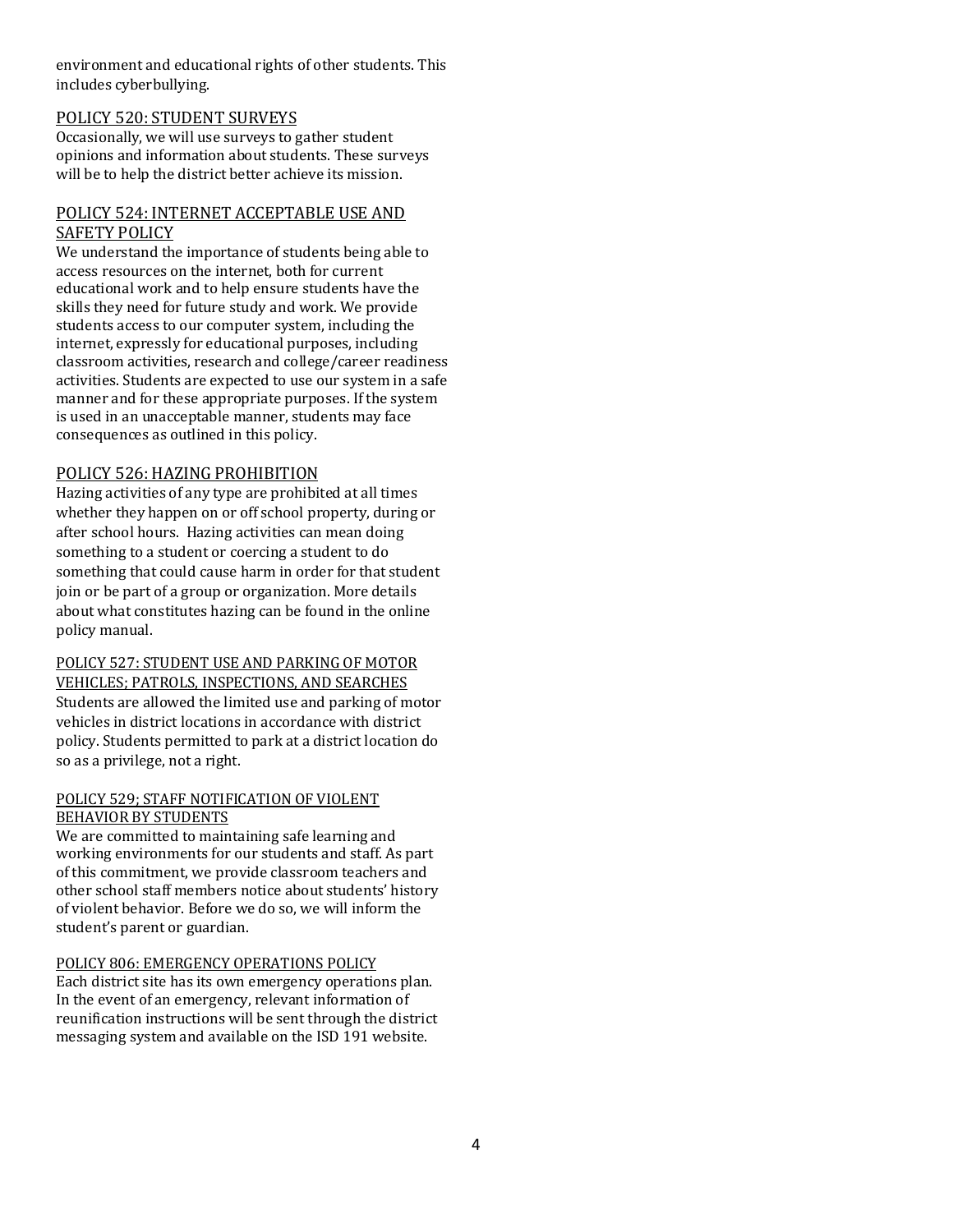environment and educational rights of other students. This includes cyberbullying.

## POLICY 520: STUDENT SURVEYS

Occasionally, we will use surveys to gather student opinions and information about students. These surveys will be to help the district better achieve its mission.

## POLICY 524: INTERNET ACCEPTABLE USE AND SAFETY POLICY

We understand the importance of students being able to access resources on the internet, both for current educational work and to help ensure students have the skills they need for future study and work. We provide students access to our computer system, including the internet, expressly for educational purposes, including classroom activities, research and college/career readiness activities. Students are expected to use our system in a safe manner and for these appropriate purposes. If the system is used in an unacceptable manner, students may face consequences as outlined in this policy.

## POLICY 526: HAZING PROHIBITION

Hazing activities of any type are prohibited at all times whether they happen on or off school property, during or after school hours. Hazing activities can mean doing something to a student or coercing a student to do something that could cause harm in order for that student join or be part of a group or organization. More details about what constitutes hazing can be found in the online policy manual.

## POLICY 527: STUDENT USE AND PARKING OF MOTOR VEHICLES; PATROLS, INSPECTIONS, AND SEARCHES

Students are allowed the limited use and parking of motor vehicles in district locations in accordance with district policy. Students permitted to park at a district location do so as a privilege, not a right.

## POLICY 529; STAFF NOTIFICATION OF VIOLENT BEHAVIOR BY STUDENTS

We are committed to maintaining safe learning and working environments for our students and staff. As part of this commitment, we provide classroom teachers and other school staff members notice about students' history of violent behavior. Before we do so, we will inform the student's parent or guardian.

## POLICY 806: EMERGENCY OPERATIONS POLICY

Each district site has its own emergency operations plan. In the event of an emergency, relevant information of reunification instructions will be sent through the district messaging system and available on the ISD 191 website.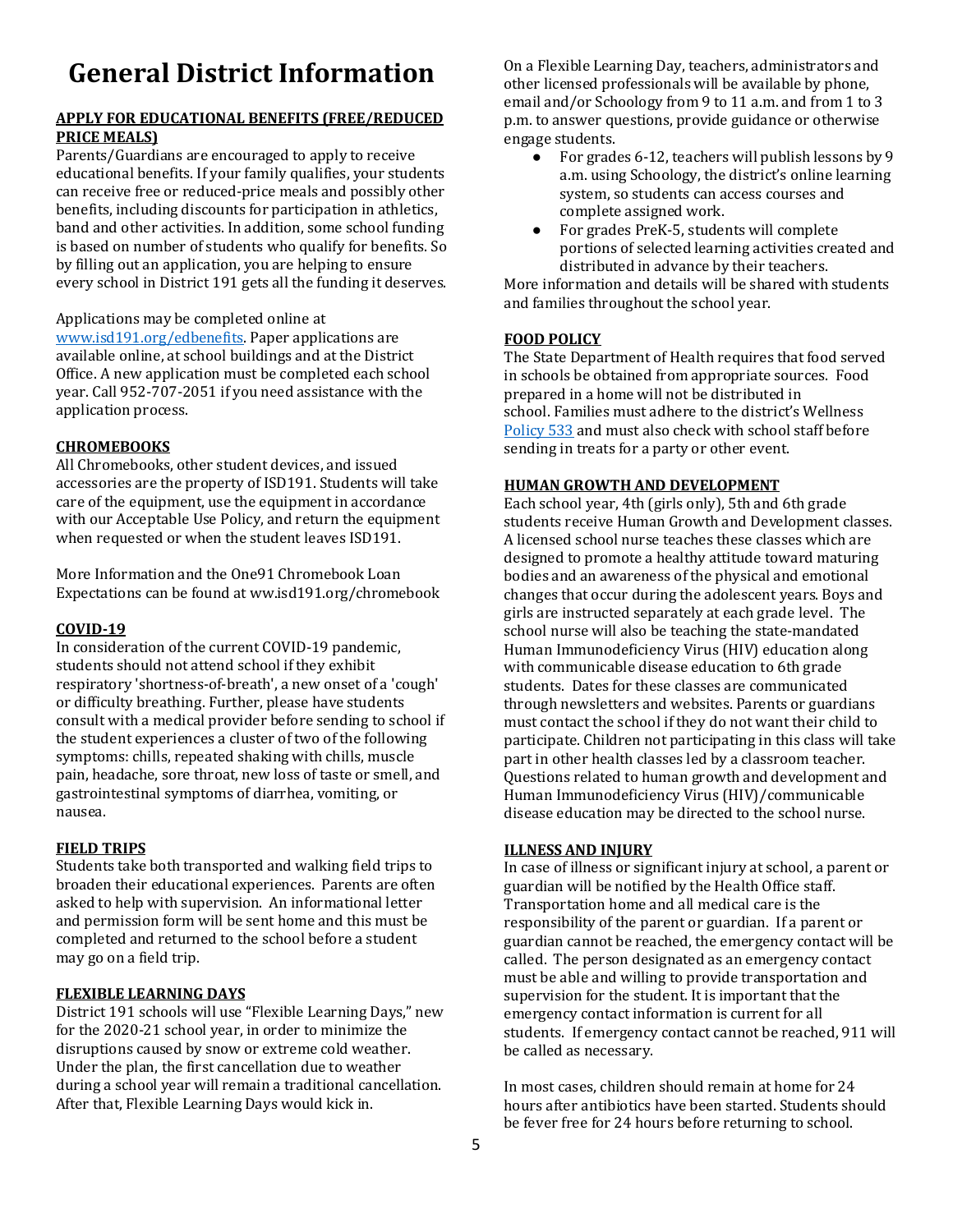# General District Information

## APPLY FOR EDUCATIONAL BENEFITS (FREE/REDUCED PRICE MEALS)

Parents/Guardians are encouraged to apply to receive educational benefits. If your family qualifies, your students can receive free or reduced-price meals and possibly other benefits, including discounts for participation in athletics, band and other activities. In addition, some school funding is based on number of students who qualify for benefits. So by filling out an application, you are helping to ensure every school in District 191 gets all the funding it deserves.

Applications may be completed online at [www.isd191.org/edbenefits](www.isd191.org/edbenefits). Paper applications are available online, at school buildings and at the District Office. A new application must be completed each school year. Call 952-707-2051 if you need assistance with the application process.

## CHROMEBOOKS

All Chromebooks, other student devices, and issued accessories are the property of ISD191. Students will take care of the equipment, use the equipment in accordance with our Acceptable Use Policy, and return the equipment when requested or when the student leaves ISD191.

More Information and the One91 Chromebook Loan Expectations can be found at ww.isd191.org/chromebook

## COVID-19

In consideration of the current COVID-19 pandemic, students should not attend school if they exhibit respiratory 'shortness-of-breath', a new onset of a 'cough' or difficulty breathing. Further, please have students consult with a medical provider before sending to school if the student experiences a cluster of two of the following symptoms: chills, repeated shaking with chills, muscle pain, headache, sore throat, new loss of taste or smell, and gastrointestinal symptoms of diarrhea, vomiting, or nausea.

## FIELD TRIPS

Students take both transported and walking field trips to broaden their educational experiences. Parents are often asked to help with supervision. An informational letter and permission form will be sent home and this must be completed and returned to the school before a student may go on a field trip.

## FLEXIBLE LEARNING DAYS

District 191 schools will use "Flexible Learning Days," new for the 2020-21 school year, in order to minimize the disruptions caused by snow or extreme cold weather. Under the plan, the first cancellation due to weather during a school year will remain a traditional cancellation. After that, Flexible Learning Days would kick in.

On a Flexible Learning Day, teachers, administrators and other licensed professionals will be available by phone, email and/or Schoology from 9 to 11 a.m. and from 1 to 3 p.m. to answer questions, provide guidance or otherwise engage students.

- For grades 6-12, teachers will publish lessons by 9 a.m. using Schoology, the district's online learning system, so students can access courses and complete assigned work.
- For grades PreK-5, students will complete portions of selected learning activities created and distributed in advance by their teachers.

More information and details will be shared with students and families throughout the school year.

## FOOD POLICY

The State Department of Health requires that food served in schools be obtained from appropriate sources. Food prepared in a home will not be distributed in school. Families must adhere to the district's Wellness [Policy 533](Policy 533) and must also check with school staff before sending in treats for a party or other event.

## HUMAN GROWTH AND DEVELOPMENT

Each school year, 4th (girls only), 5th and 6th grade students receive Human Growth and Development classes. A licensed school nurse teaches these classes which are designed to promote a healthy attitude toward maturing bodies and an awareness of the physical and emotional changes that occur during the adolescent years. Boys and girls are instructed separately at each grade level. The school nurse will also be teaching the state-mandated Human Immunodeficiency Virus (HIV) education along with communicable disease education to 6th grade students. Dates for these classes are communicated through newsletters and websites. Parents or guardians must contact the school if they do not want their child to participate. Children not participating in this class will take part in other health classes led by a classroom teacher. Questions related to human growth and development and Human Immunodeficiency Virus (HIV)/communicable disease education may be directed to the school nurse.

## ILLNESS AND INJURY

In case of illness or significant injury at school, a parent or guardian will be notified by the Health Office staff. Transportation home and all medical care is the responsibility of the parent or guardian. If a parent or guardian cannot be reached, the emergency contact will be called. The person designated as an emergency contact must be able and willing to provide transportation and supervision for the student. It is important that the emergency contact information is current for all students. If emergency contact cannot be reached, 911 will be called as necessary.

In most cases, children should remain at home for 24 hours after antibiotics have been started. Students should be fever free for 24 hours before returning to school.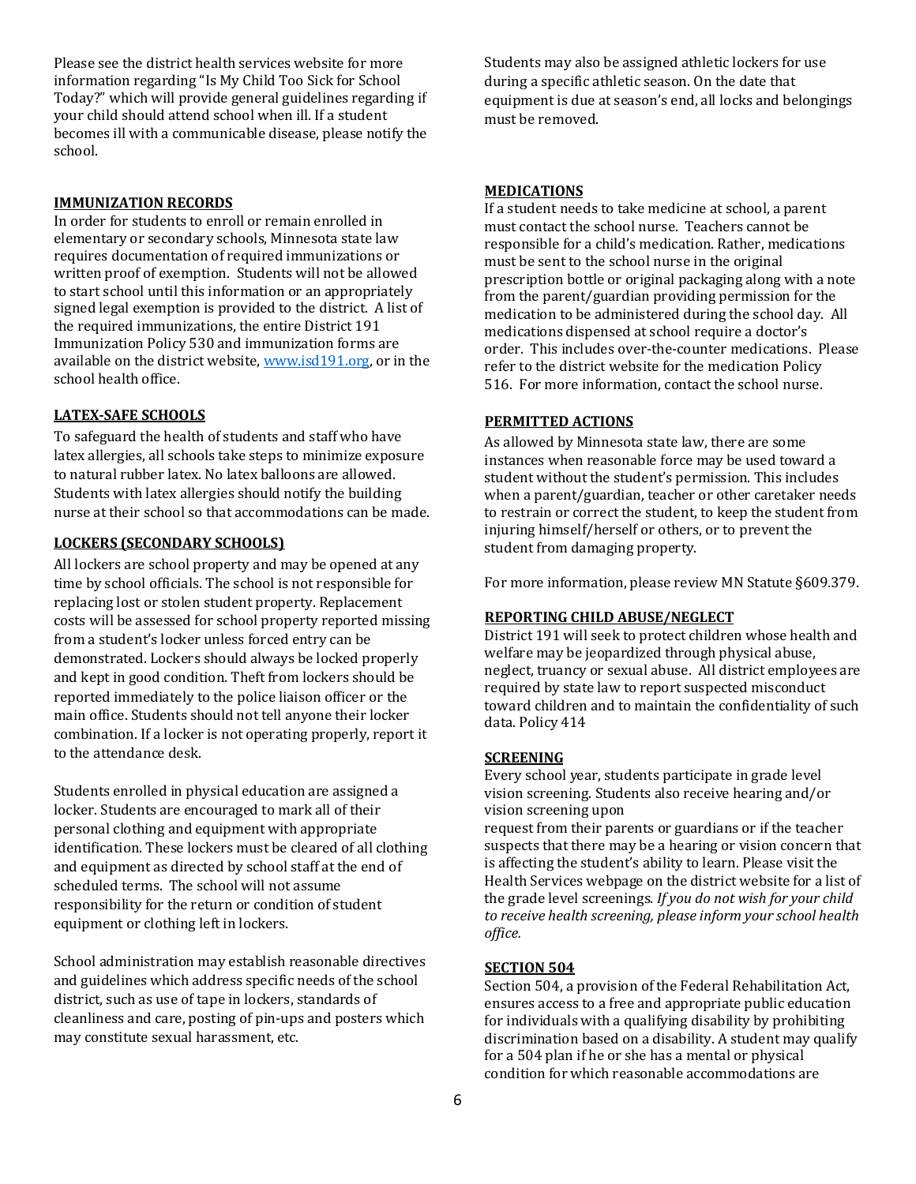Please see the district health services website for more information regarding "Is My Child Too Sick for School Today?" which will provide general guidelines regarding if your child should attend school when ill. If a student becomes ill with a communicable disease, please notify the school.

### IMMUNIZATION RECORDS

In order for students to enroll or remain enrolled in elementary or secondary schools, Minnesota state law requires documentation of required immunizations or written proof of exemption. Students will not be allowed to start school until this information or an appropriately signed legal exemption is provided to the district. A list of the required immunizations, the entire District 191 Immunization Policy 530 and immunization forms are available on the district website, [www.isd191.org](http://www.isd191.org), or in the school health office.

### LATEX-SAFE SCHOOLS

To safeguard the health of students and staff who have latex allergies, all schools take steps to minimize exposure to natural rubber latex. No latex balloons are allowed. Students with latex allergies should notify the building nurse at their school so that accommodations can be made.

### LOCKERS (SECONDARY SCHOOLS)

All lockers are school property and may be opened at any time by school officials. The school is not responsible for replacing lost or stolen student property. Replacement costs will be assessed for school property reported missing from a student's locker unless forced entry can be demonstrated. Lockers should always be locked properly and kept in good condition. Theft from lockers should be reported immediately to the police liaison officer or the main office. Students should not tell anyone their locker combination. If a locker is not operating properly, report it to the attendance desk.

Students enrolled in physical education are assigned a locker. Students are encouraged to mark all of their personal clothing and equipment with appropriate identification. These lockers must be cleared of all clothing and equipment as directed by school staff at the end of scheduled terms. The school will not assume responsibility for the return or condition of student equipment or clothing left in lockers.

School administration may establish reasonable directives and guidelines which address specific needs of the school district, such as use of tape in lockers, standards of cleanliness and care, posting of pin-ups and posters which may constitute sexual harassment, etc.

Students may also be assigned athletic lockers for use during a specific athletic season. On the date that equipment is due at season's end, all locks and belongings must be removed.

### MEDICATIONS

If a student needs to take medicine at school, a parent must contact the school nurse. Teachers cannot be responsible for a child's medication. Rather, medications must be sent to the school nurse in the original prescription bottle or original packaging along with a note from the parent/guardian providing permission for the medication to be administered during the school day. All medications dispensed at school require a doctor's order. This includes over-the-counter medications. Please refer to the district website for the medication Policy 516. For more information, contact the school nurse.

### PERMITTED ACTIONS

As allowed by Minnesota state law, there are some instances when reasonable force may be used toward a student without the student's permission. This includes when a parent/guardian, teacher or other caretaker needs to restrain or correct the student, to keep the student from injuring himself/herself or others, or to prevent the student from damaging property.

For more information, please review MN Statute §609.379.

### REPORTING CHILD ABUSE/NEGLECT

District 191 will seek to protect children whose health and welfare may be jeopardized through physical abuse, neglect, truancy or sexual abuse. All district employees are required by state law to report suspected misconduct toward children and to maintain the confidentiality of such data. Policy 414

### SCREENING

Every school year, students participate in grade level vision screening. Students also receive hearing and/or vision screening upon request from their parents or guardians or if the teacher suspects that there may be a hearing or vision concern that is affecting the student's ability to learn. Please visit the Health Services webpage on the district website for a list of the grade level screenings. *If you do not wish for your child to receive health screening, please inform your school health office.*

### SECTION 504

Section 504, a provision of the Federal Rehabilitation Act, ensures access to a free and appropriate public education for individuals with a qualifying disability by prohibiting discrimination based on a disability. A student may qualify for a 504 plan if he or she has a mental or physical condition for which reasonable accommodations are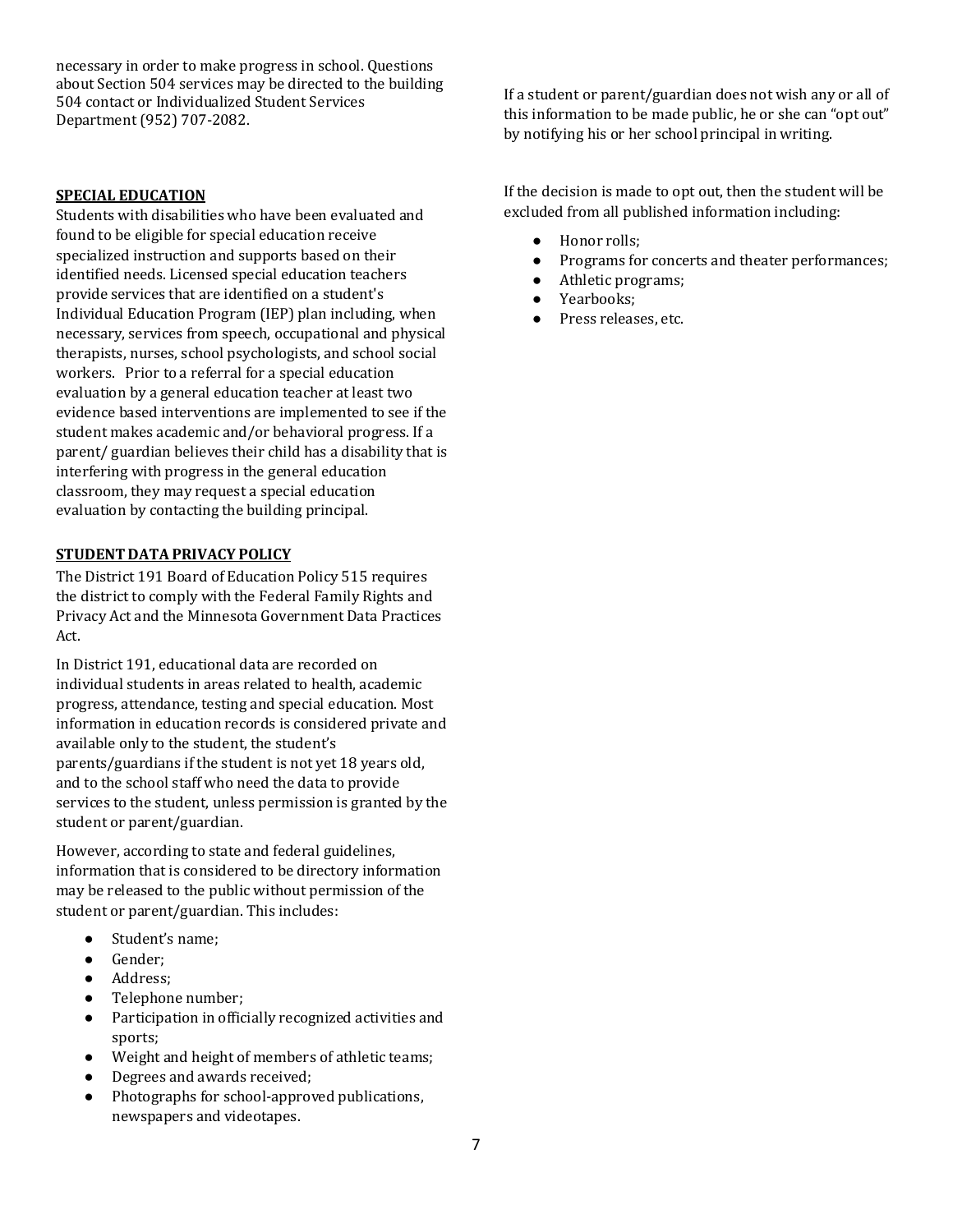necessary in order to make progress in school. Questions about Section 504 services may be directed to the building 504 contact or Individualized Student Services Department (952) 707-2082.

## SPECIAL EDUCATION

Students with disabilities who have been evaluated and found to be eligible for special education receive specialized instruction and supports based on their identified needs. Licensed special education teachers provide services that are identified on a student's Individual Education Program (IEP) plan including, when necessary, services from speech, occupational and physical therapists, nurses, school psychologists, and school social workers. Prior to a referral for a special education evaluation by a general education teacher at least two evidence based interventions are implemented to see if the student makes academic and/or behavioral progress. If a parent/ guardian believes their child has a disability that is interfering with progress in the general education classroom, they may request a special education evaluation by contacting the building principal.

## STUDENT DATA PRIVACY POLICY

The District 191 Board of Education Policy 515 requires the district to comply with the Federal Family Rights and Privacy Act and the Minnesota Government Data Practices Act.

In District 191, educational data are recorded on individual students in areas related to health, academic progress, attendance, testing and special education. Most information in education records is considered private and available only to the student, the student's parents/guardians if the student is not yet 18 years old, and to the school staff who need the data to provide services to the student, unless permission is granted by the student or parent/guardian.

However, according to state and federal guidelines, information that is considered to be directory information may be released to the public without permission of the student or parent/guardian. This includes:

- Student's name;
- Gender;
- Address;
- Telephone number;
- Participation in officially recognized activities and sports;
- Weight and height of members of athletic teams;
- Degrees and awards received;
- Photographs for school-approved publications, newspapers and videotapes.

If a student or parent/guardian does not wish any or all of this information to be made public, he or she can "opt out" by notifying his or her school principal in writing.

If the decision is made to opt out, then the student will be excluded from all published information including:

- Honor rolls;
- Programs for concerts and theater performances;
- Athletic programs;
- Yearbooks;
- Press releases, etc.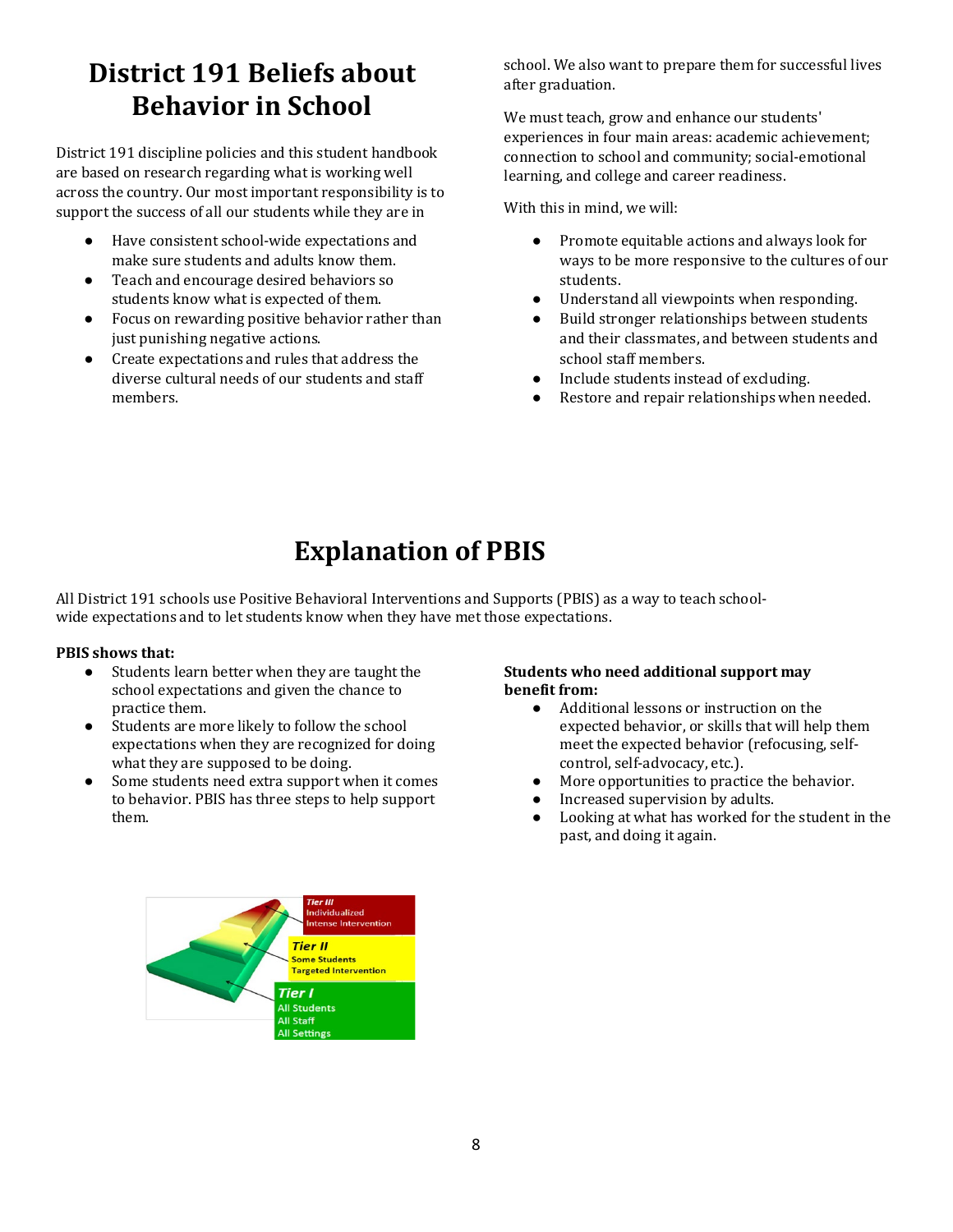# District 191 Beliefs about Behavior in School

District 191 discipline policies and this student handbook are based on research regarding what is working well across the country. Our most important responsibility is to support the success of all our students while they are in school. We also want to prepare them for successful lives after graduation.

We must teach, grow and enhance our students' experiences in four main areas: academic achievement; connection to school and community; social-emotional learning, and college and career readiness.

With this in mind, we will:

- Have consistent school-wide expectations and make sure students and adults know them.
- Teach and encourage desired behaviors so students know what is expected of them.
- Focus on rewarding positive behavior rather than just punishing negative actions.
- Create expectations and rules that address the diverse cultural needs of our students and staff members.
- Promote equitable actions and always look for ways to be more responsive to the cultures of our students.
- Understand all viewpoints when responding.
- Build stronger relationships between students and their classmates, and between students and school staff members.
- Include students instead of excluding.
- Restore and repair relationships when needed.

# Explanation of PBIS

All District 191 schools use Positive Behavioral Interventions and Supports (PBIS) as a way to teach school-wide expectations and to let students know when they have met those expectations.

**PBIS shows that:**

- Students learn better when they are taught the school expectations and given the chance to practice them.
- Students are more likely to follow the school expectations when they are recognized for doing what they are supposed to be doing.
- Some students need extra support when it comes to behavior. PBIS has three steps to help support them.

**Students who need additional support may benefit from:**

- Additional lessons or instruction on the expected behavior, or skills that will help them meet the expected behavior (refocusing, self-control, self-advocacy, etc.).
- More opportunities to practice the behavior.
- Increased supervision by adults.
- Looking at what has worked for the student in the past, and doing it again.

Tier III – Individualized Intense Intervention

Tier II – Some Students, Targeted Intervention

Tier I – All Students, All Staff, All Settings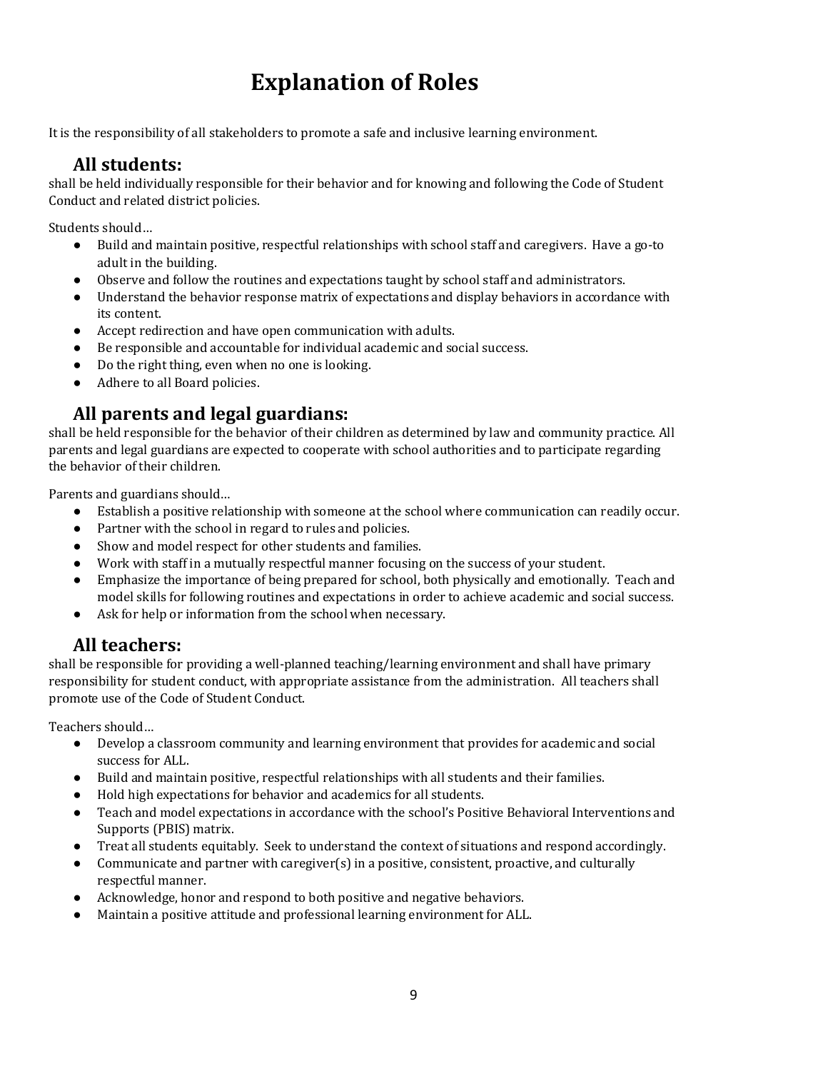# Explanation of Roles

It is the responsibility of all stakeholders to promote a safe and inclusive learning environment.

## All students:

shall be held individually responsible for their behavior and for knowing and following the Code of Student Conduct and related district policies.

Students should…

- Build and maintain positive, respectful relationships with school staff and caregivers. Have a go-to adult in the building.
- Observe and follow the routines and expectations taught by school staff and administrators.
- Understand the behavior response matrix of expectations and display behaviors in accordance with its content.
- Accept redirection and have open communication with adults.
- Be responsible and accountable for individual academic and social success.
- Do the right thing, even when no one is looking.
- Adhere to all Board policies.

## All parents and legal guardians:

shall be held responsible for the behavior of their children as determined by law and community practice. All parents and legal guardians are expected to cooperate with school authorities and to participate regarding the behavior of their children.

Parents and guardians should…

- Establish a positive relationship with someone at the school where communication can readily occur.
- Partner with the school in regard to rules and policies.
- Show and model respect for other students and families.
- Work with staff in a mutually respectful manner focusing on the success of your student.
- Emphasize the importance of being prepared for school, both physically and emotionally. Teach and model skills for following routines and expectations in order to achieve academic and social success.
- Ask for help or information from the school when necessary.

## All teachers:

shall be responsible for providing a well-planned teaching/learning environment and shall have primary responsibility for student conduct, with appropriate assistance from the administration. All teachers shall promote use of the Code of Student Conduct.

Teachers should…

- Develop a classroom community and learning environment that provides for academic and social success for ALL.
- Build and maintain positive, respectful relationships with all students and their families.
- Hold high expectations for behavior and academics for all students.
- Teach and model expectations in accordance with the school's Positive Behavioral Interventions and Supports (PBIS) matrix.
- Treat all students equitably. Seek to understand the context of situations and respond accordingly.
- Communicate and partner with caregiver(s) in a positive, consistent, proactive, and culturally respectful manner.
- Acknowledge, honor and respond to both positive and negative behaviors.
- Maintain a positive attitude and professional learning environment for ALL.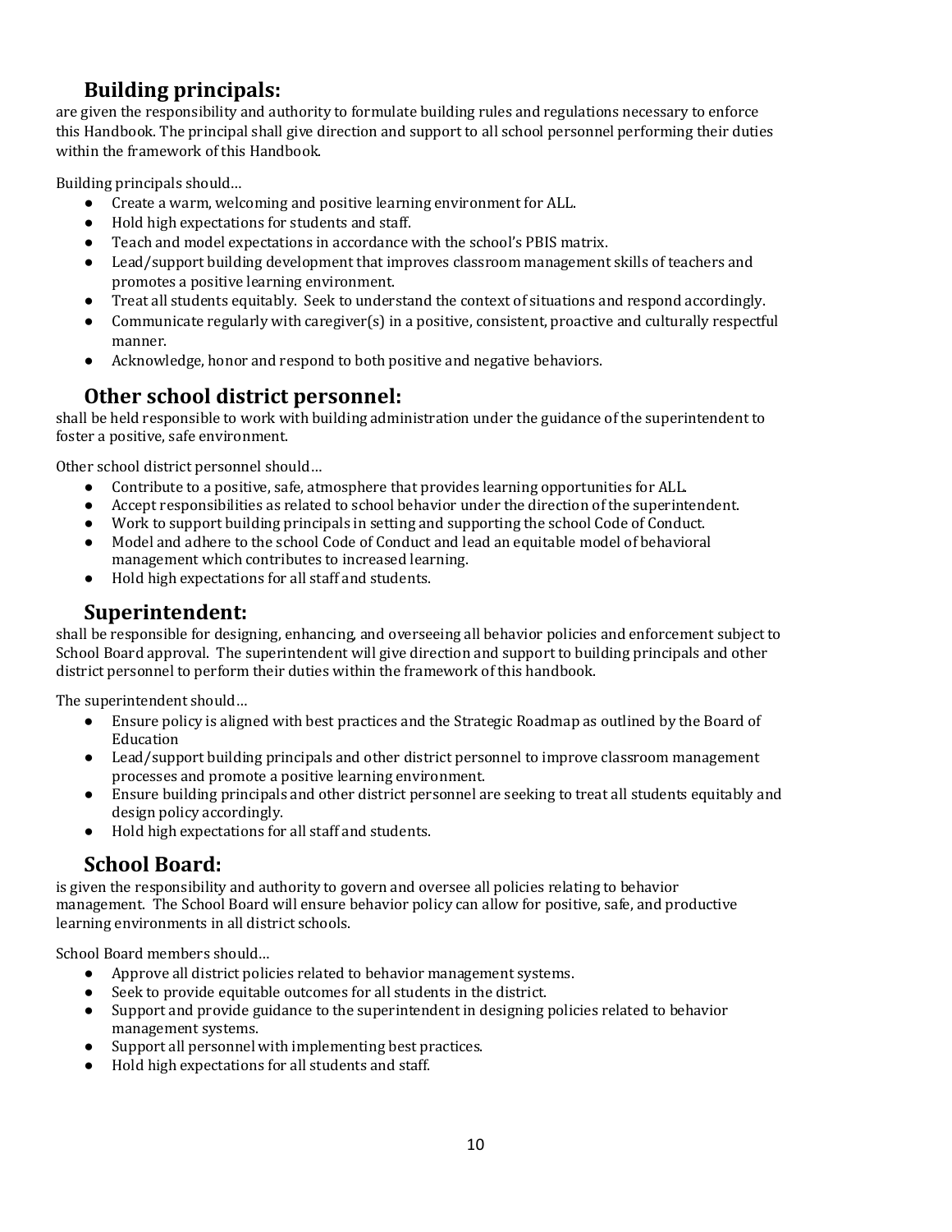## Building principals:

are given the responsibility and authority to formulate building rules and regulations necessary to enforce this Handbook. The principal shall give direction and support to all school personnel performing their duties within the framework of this Handbook.

Building principals should…

- Create a warm, welcoming and positive learning environment for ALL.
- Hold high expectations for students and staff.
- Teach and model expectations in accordance with the school's PBIS matrix.
- Lead/support building development that improves classroom management skills of teachers and promotes a positive learning environment.
- Treat all students equitably. Seek to understand the context of situations and respond accordingly.
- Communicate regularly with caregiver(s) in a positive, consistent, proactive and culturally respectful manner.
- Acknowledge, honor and respond to both positive and negative behaviors.

## Other school district personnel:

shall be held responsible to work with building administration under the guidance of the superintendent to foster a positive, safe environment.

Other school district personnel should…

- Contribute to a positive, safe, atmosphere that provides learning opportunities for ALL.
- Accept responsibilities as related to school behavior under the direction of the superintendent.
- Work to support building principals in setting and supporting the school Code of Conduct.
- Model and adhere to the school Code of Conduct and lead an equitable model of behavioral management which contributes to increased learning.
- Hold high expectations for all staff and students.

## Superintendent:

shall be responsible for designing, enhancing, and overseeing all behavior policies and enforcement subject to School Board approval. The superintendent will give direction and support to building principals and other district personnel to perform their duties within the framework of this handbook.

The superintendent should…

- Ensure policy is aligned with best practices and the Strategic Roadmap as outlined by the Board of Education
- Lead/support building principals and other district personnel to improve classroom management processes and promote a positive learning environment.
- Ensure building principals and other district personnel are seeking to treat all students equitably and design policy accordingly.
- Hold high expectations for all staff and students.

## School Board:

is given the responsibility and authority to govern and oversee all policies relating to behavior management. The School Board will ensure behavior policy can allow for positive, safe, and productive learning environments in all district schools.

School Board members should…

- Approve all district policies related to behavior management systems.
- Seek to provide equitable outcomes for all students in the district.
- Support and provide guidance to the superintendent in designing policies related to behavior management systems.
- Support all personnel with implementing best practices.
- Hold high expectations for all students and staff.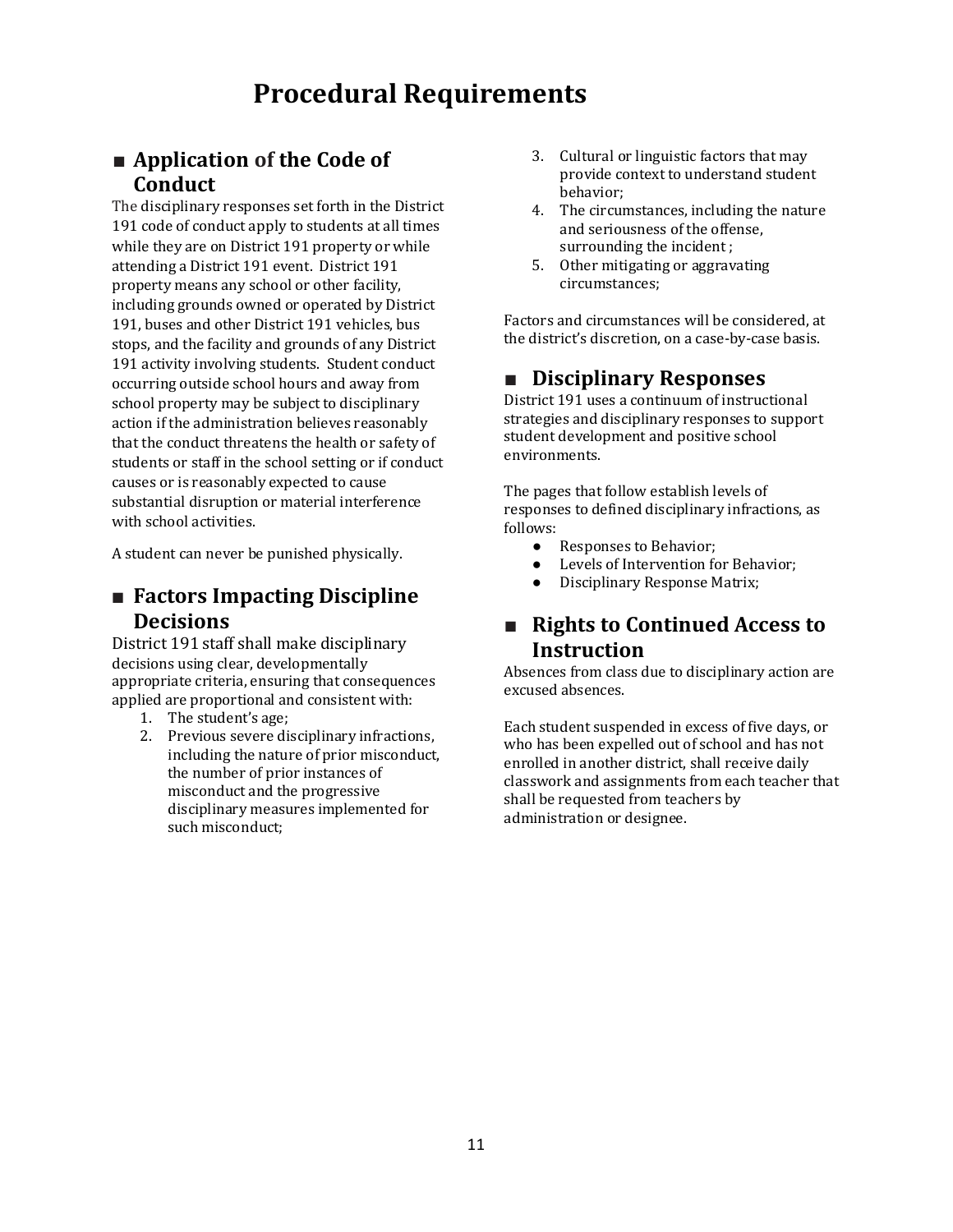# Procedural Requirements

## ■ Application of the Code of Conduct

The disciplinary responses set forth in the District 191 code of conduct apply to students at all times while they are on District 191 property or while attending a District 191 event. District 191 property means any school or other facility, including grounds owned or operated by District 191, buses and other District 191 vehicles, bus stops, and the facility and grounds of any District 191 activity involving students. Student conduct occurring outside school hours and away from school property may be subject to disciplinary action if the administration believes reasonably that the conduct threatens the health or safety of students or staff in the school setting or if conduct causes or is reasonably expected to cause substantial disruption or material interference with school activities.

A student can never be punished physically.

## ■ Factors Impacting Discipline Decisions

District 191 staff shall make disciplinary decisions using clear, developmentally appropriate criteria, ensuring that consequences applied are proportional and consistent with:

1. The student's age;
2. Previous severe disciplinary infractions, including the nature of prior misconduct, the number of prior instances of misconduct and the progressive disciplinary measures implemented for such misconduct;
3. Cultural or linguistic factors that may provide context to understand student behavior;
4. The circumstances, including the nature and seriousness of the offense, surrounding the incident ;
5. Other mitigating or aggravating circumstances;

Factors and circumstances will be considered, at the district's discretion, on a case-by-case basis.

## ■ Disciplinary Responses

District 191 uses a continuum of instructional strategies and disciplinary responses to support student development and positive school environments.

The pages that follow establish levels of responses to defined disciplinary infractions, as follows:

- Responses to Behavior;
- Levels of Intervention for Behavior;
- Disciplinary Response Matrix;

## ■ Rights to Continued Access to Instruction

Absences from class due to disciplinary action are excused absences.

Each student suspended in excess of five days, or who has been expelled out of school and has not enrolled in another district, shall receive daily classwork and assignments from each teacher that shall be requested from teachers by administration or designee.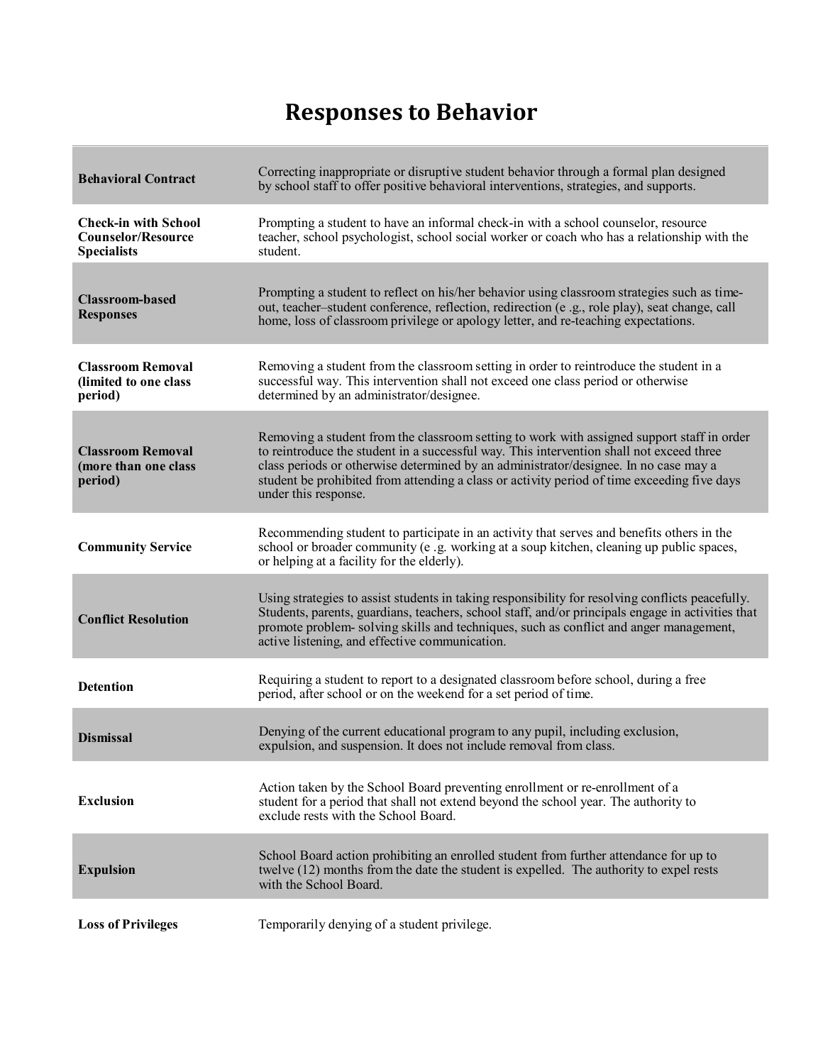# Responses to Behavior

| | |
|---|---|
| **Behavioral Contract** | Correcting inappropriate or disruptive student behavior through a formal plan designed by school staff to offer positive behavioral interventions, strategies, and supports. |
| **Check-in with School Counselor/Resource Specialists** | Prompting a student to have an informal check-in with a school counselor, resource teacher, school psychologist, school social worker or coach who has a relationship with the student. |
| **Classroom-based Responses** | Prompting a student to reflect on his/her behavior using classroom strategies such as time-out, teacher–student conference, reflection, redirection (e .g., role play), seat change, call home, loss of classroom privilege or apology letter, and re-teaching expectations. |
| **Classroom Removal (limited to one class period)** | Removing a student from the classroom setting in order to reintroduce the student in a successful way. This intervention shall not exceed one class period or otherwise determined by an administrator/designee. |
| **Classroom Removal (more than one class period)** | Removing a student from the classroom setting to work with assigned support staff in order to reintroduce the student in a successful way. This intervention shall not exceed three class periods or otherwise determined by an administrator/designee. In no case may a student be prohibited from attending a class or activity period of time exceeding five days under this response. |
| **Community Service** | Recommending student to participate in an activity that serves and benefits others in the school or broader community (e .g. working at a soup kitchen, cleaning up public spaces, or helping at a facility for the elderly). |
| **Conflict Resolution** | Using strategies to assist students in taking responsibility for resolving conflicts peacefully. Students, parents, guardians, teachers, school staff, and/or principals engage in activities that promote problem- solving skills and techniques, such as conflict and anger management, active listening, and effective communication. |
| **Detention** | Requiring a student to report to a designated classroom before school, during a free period, after school or on the weekend for a set period of time. |
| **Dismissal** | Denying of the current educational program to any pupil, including exclusion, expulsion, and suspension. It does not include removal from class. |
| **Exclusion** | Action taken by the School Board preventing enrollment or re-enrollment of a student for a period that shall not extend beyond the school year. The authority to exclude rests with the School Board. |
| **Expulsion** | School Board action prohibiting an enrolled student from further attendance for up to twelve (12) months from the date the student is expelled. The authority to expel rests with the School Board. |
| **Loss of Privileges** | Temporarily denying of a student privilege. |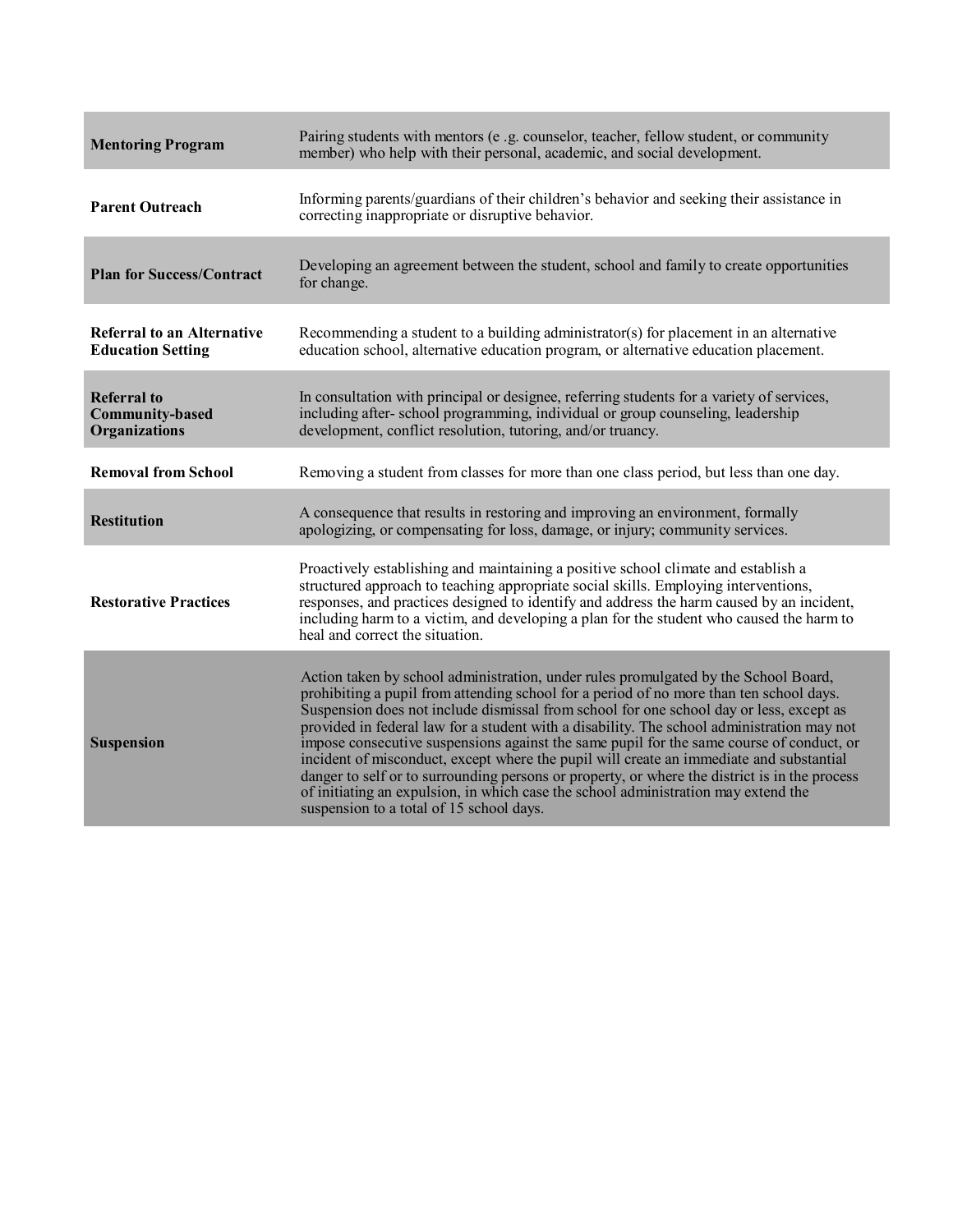| | |
|---|---|
| **Mentoring Program** | Pairing students with mentors (e .g. counselor, teacher, fellow student, or community member) who help with their personal, academic, and social development. |
| **Parent Outreach** | Informing parents/guardians of their children's behavior and seeking their assistance in correcting inappropriate or disruptive behavior. |
| **Plan for Success/Contract** | Developing an agreement between the student, school and family to create opportunities for change. |
| **Referral to an Alternative Education Setting** | Recommending a student to a building administrator(s) for placement in an alternative education school, alternative education program, or alternative education placement. |
| **Referral to Community-based Organizations** | In consultation with principal or designee, referring students for a variety of services, including after- school programming, individual or group counseling, leadership development, conflict resolution, tutoring, and/or truancy. |
| **Removal from School** | Removing a student from classes for more than one class period, but less than one day. |
| **Restitution** | A consequence that results in restoring and improving an environment, formally apologizing, or compensating for loss, damage, or injury; community services. |
| **Restorative Practices** | Proactively establishing and maintaining a positive school climate and establish a structured approach to teaching appropriate social skills. Employing interventions, responses, and practices designed to identify and address the harm caused by an incident, including harm to a victim, and developing a plan for the student who caused the harm to heal and correct the situation. |
| **Suspension** | Action taken by school administration, under rules promulgated by the School Board, prohibiting a pupil from attending school for a period of no more than ten school days. Suspension does not include dismissal from school for one school day or less, except as provided in federal law for a student with a disability. The school administration may not impose consecutive suspensions against the same pupil for the same course of conduct, or incident of misconduct, except where the pupil will create an immediate and substantial danger to self or to surrounding persons or property, or where the district is in the process of initiating an expulsion, in which case the school administration may extend the suspension to a total of 15 school days. |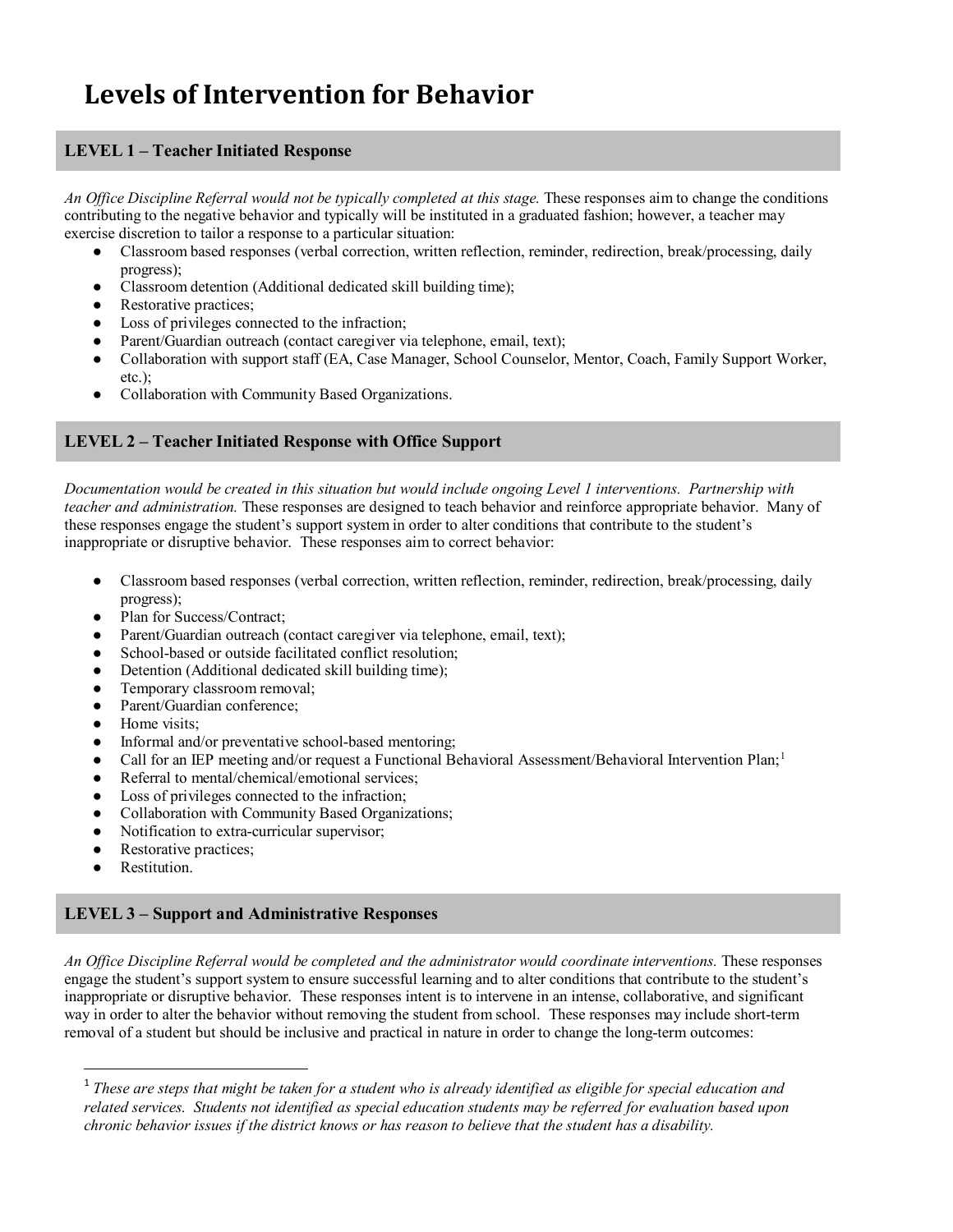# Levels of Intervention for Behavior

## LEVEL 1 – Teacher Initiated Response

*An Office Discipline Referral would not be typically completed at this stage.* These responses aim to change the conditions contributing to the negative behavior and typically will be instituted in a graduated fashion; however, a teacher may exercise discretion to tailor a response to a particular situation:

- Classroom based responses (verbal correction, written reflection, reminder, redirection, break/processing, daily progress);
- Classroom detention (Additional dedicated skill building time);
- Restorative practices;
- Loss of privileges connected to the infraction;
- Parent/Guardian outreach (contact caregiver via telephone, email, text);
- Collaboration with support staff (EA, Case Manager, School Counselor, Mentor, Coach, Family Support Worker, etc.);
- Collaboration with Community Based Organizations.

## LEVEL 2 – Teacher Initiated Response with Office Support

*Documentation would be created in this situation but would include ongoing Level 1 interventions. Partnership with teacher and administration.* These responses are designed to teach behavior and reinforce appropriate behavior. Many of these responses engage the student's support system in order to alter conditions that contribute to the student's inappropriate or disruptive behavior. These responses aim to correct behavior:

- Classroom based responses (verbal correction, written reflection, reminder, redirection, break/processing, daily progress);
- Plan for Success/Contract;
- Parent/Guardian outreach (contact caregiver via telephone, email, text);
- School-based or outside facilitated conflict resolution;
- Detention (Additional dedicated skill building time);
- Temporary classroom removal;
- Parent/Guardian conference;
- Home visits;
- Informal and/or preventative school-based mentoring;
- Call for an IEP meeting and/or request a Functional Behavioral Assessment/Behavioral Intervention Plan;[1]
- Referral to mental/chemical/emotional services;
- Loss of privileges connected to the infraction;
- Collaboration with Community Based Organizations;
- Notification to extra-curricular supervisor;
- Restorative practices;
- Restitution.

## LEVEL 3 – Support and Administrative Responses

*An Office Discipline Referral would be completed and the administrator would coordinate interventions.* These responses engage the student's support system to ensure successful learning and to alter conditions that contribute to the student's inappropriate or disruptive behavior. These responses intent is to intervene in an intense, collaborative, and significant way in order to alter the behavior without removing the student from school. These responses may include short-term removal of a student but should be inclusive and practical in nature in order to change the long-term outcomes:

---

[1] *These are steps that might be taken for a student who is already identified as eligible for special education and related services. Students not identified as special education students may be referred for evaluation based upon chronic behavior issues if the district knows or has reason to believe that the student has a disability.*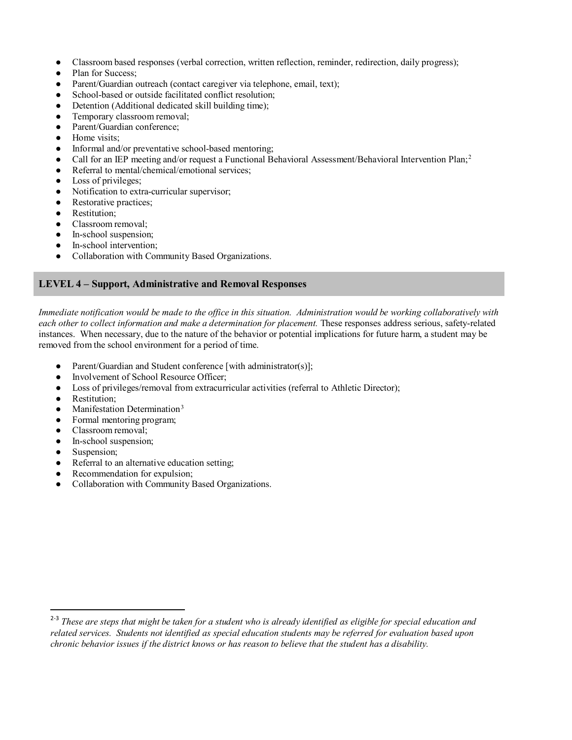- Classroom based responses (verbal correction, written reflection, reminder, redirection, daily progress);
- Plan for Success;
- Parent/Guardian outreach (contact caregiver via telephone, email, text);
- School-based or outside facilitated conflict resolution;
- Detention (Additional dedicated skill building time);
- Temporary classroom removal;
- Parent/Guardian conference;
- Home visits;
- Informal and/or preventative school-based mentoring;
- Call for an IEP meeting and/or request a Functional Behavioral Assessment/Behavioral Intervention Plan;[2]
- Referral to mental/chemical/emotional services;
- Loss of privileges;
- Notification to extra-curricular supervisor;
- Restorative practices;
- Restitution;
- Classroom removal;
- In-school suspension;
- In-school intervention;
- Collaboration with Community Based Organizations.

## LEVEL 4 – Support, Administrative and Removal Responses

*Immediate notification would be made to the office in this situation. Administration would be working collaboratively with each other to collect information and make a determination for placement.* These responses address serious, safety-related instances. When necessary, due to the nature of the behavior or potential implications for future harm, a student may be removed from the school environment for a period of time.

- Parent/Guardian and Student conference [with administrator(s)];
- Involvement of School Resource Officer;
- Loss of privileges/removal from extracurricular activities (referral to Athletic Director);
- Restitution;
- Manifestation Determination[3]
- Formal mentoring program;
- Classroom removal;
- In-school suspension;
- Suspension;
- Referral to an alternative education setting;
- Recommendation for expulsion;
- Collaboration with Community Based Organizations.

---

[2-3] *These are steps that might be taken for a student who is already identified as eligible for special education and related services. Students not identified as special education students may be referred for evaluation based upon chronic behavior issues if the district knows or has reason to believe that the student has a disability.*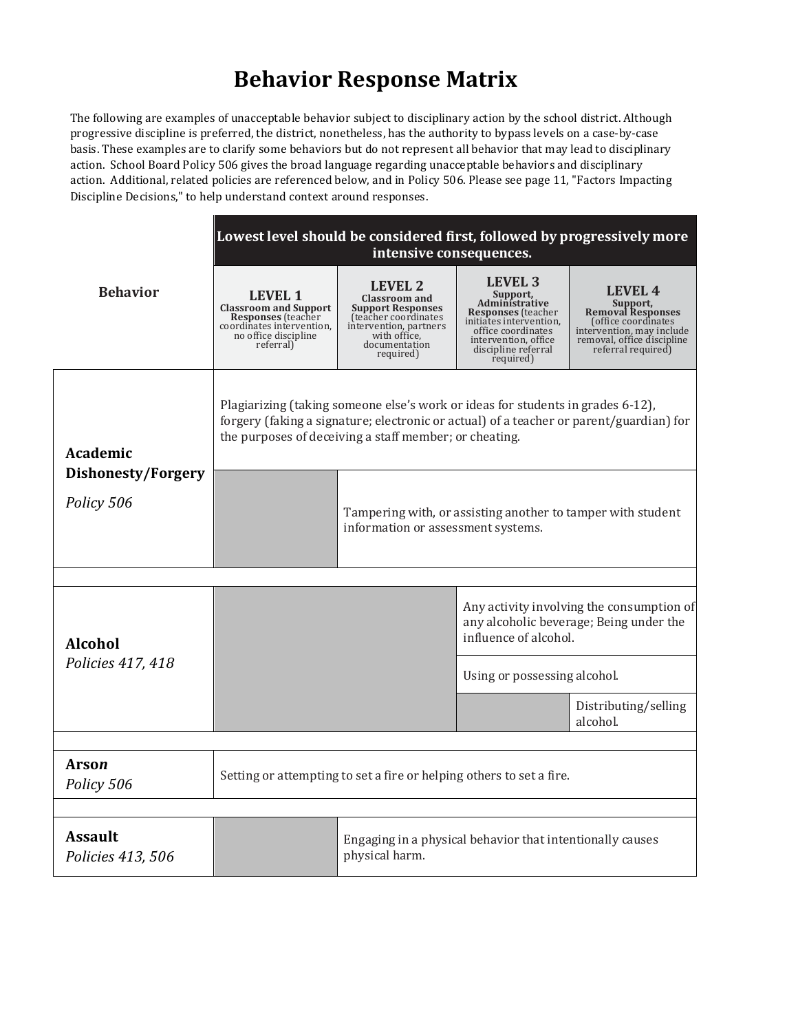# Behavior Response Matrix

The following are examples of unacceptable behavior subject to disciplinary action by the school district. Although progressive discipline is preferred, the district, nonetheless, has the authority to bypass levels on a case-by-case basis. These examples are to clarify some behaviors but do not represent all behavior that may lead to disciplinary action. School Board Policy 506 gives the broad language regarding unacceptable behaviors and disciplinary action. Additional, related policies are referenced below, and in Policy 506. Please see page 11, "Factors Impacting Discipline Decisions," to help understand context around responses.

| Behavior | Lowest level should be considered first, followed by progressively more intensive consequences. | | | |
|---|---|---|---|---|
| | **LEVEL 1** **Classroom and Support Responses** (teacher coordinates intervention, no office discipline referral) | **LEVEL 2** **Classroom and Support Responses** (teacher coordinates intervention, partners with office, documentation required) | **LEVEL 3** **Support, Administrative Responses** (teacher initiates intervention, office coordinates intervention, office discipline referral required) | **LEVEL 4** **Support, Removal Responses** (office coordinates intervention, may include removal, office discipline referral required) |
| **Academic Dishonesty/Forgery** *Policy 506* | Plagiarizing (taking someone else's work or ideas for students in grades 6-12), forgery (faking a signature; electronic or actual) of a teacher or parent/guardian) for the purposes of deceiving a staff member; or cheating. | | | |
| | | Tampering with, or assisting another to tamper with student information or assessment systems. | | |
| **Alcohol** *Policies 417, 418* | | | Any activity involving the consumption of any alcoholic beverage; Being under the influence of alcohol. | |
| | | | Using or possessing alcohol. | |
| | | | | Distributing/selling alcohol. |
| **Arson** *Policy 506* | Setting or attempting to set a fire or helping others to set a fire. | | | |
| **Assault** *Policies 413, 506* | | Engaging in a physical behavior that intentionally causes physical harm. | | |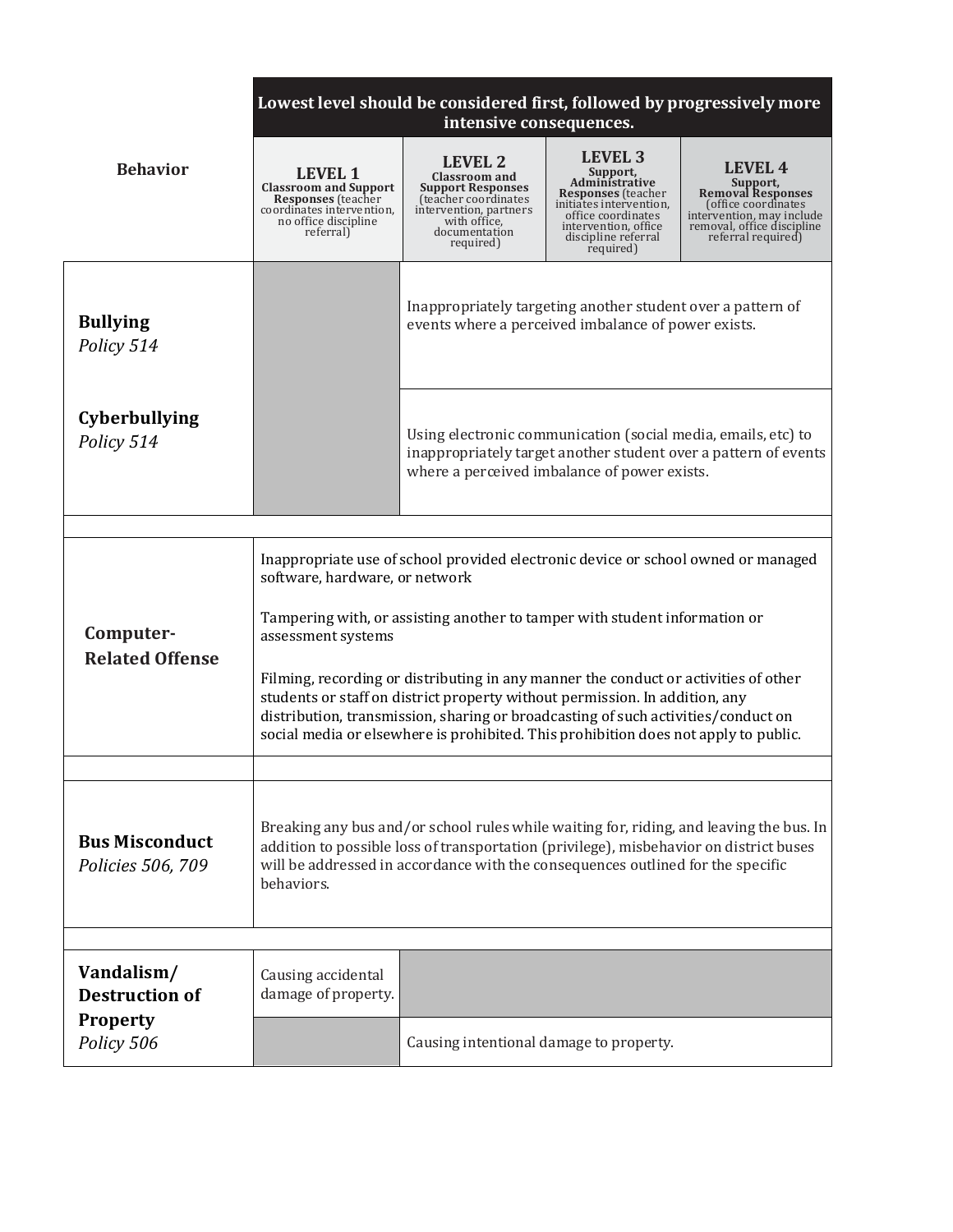| Behavior | Lowest level should be considered first, followed by progressively more intensive consequences. | | | |
|---|---|---|---|---|
| | **LEVEL 1** **Classroom and Support Responses** (teacher coordinates intervention, no office discipline referral) | **LEVEL 2** **Classroom and Support Responses** (teacher coordinates intervention, partners with office, documentation required) | **LEVEL 3** **Support, Administrative Responses** (teacher initiates intervention, office coordinates intervention, office discipline referral required) | **LEVEL 4** **Support, Removal Responses** (office coordinates intervention, may include removal, office discipline referral required) |
| **Bullying** *Policy 514* | | Inappropriately targeting another student over a pattern of events where a perceived imbalance of power exists. | | |
| **Cyberbullying** *Policy 514* | | Using electronic communication (social media, emails, etc) to inappropriately target another student over a pattern of events where a perceived imbalance of power exists. | | |
| **Computer-Related Offense** | Inappropriate use of school provided electronic device or school owned or managed software, hardware, or network<br><br>Tampering with, or assisting another to tamper with student information or assessment systems<br><br>Filming, recording or distributing in any manner the conduct or activities of other students or staff on district property without permission. In addition, any distribution, transmission, sharing or broadcasting of such activities/conduct on social media or elsewhere is prohibited. This prohibition does not apply to public. | | | |
| **Bus Misconduct** *Policies 506, 709* | Breaking any bus and/or school rules while waiting for, riding, and leaving the bus. In addition to possible loss of transportation (privilege), misbehavior on district buses will be addressed in accordance with the consequences outlined for the specific behaviors. | | | |
| **Vandalism/ Destruction of Property** *Policy 506* | Causing accidental damage of property. | | | |
| | | Causing intentional damage to property. | | |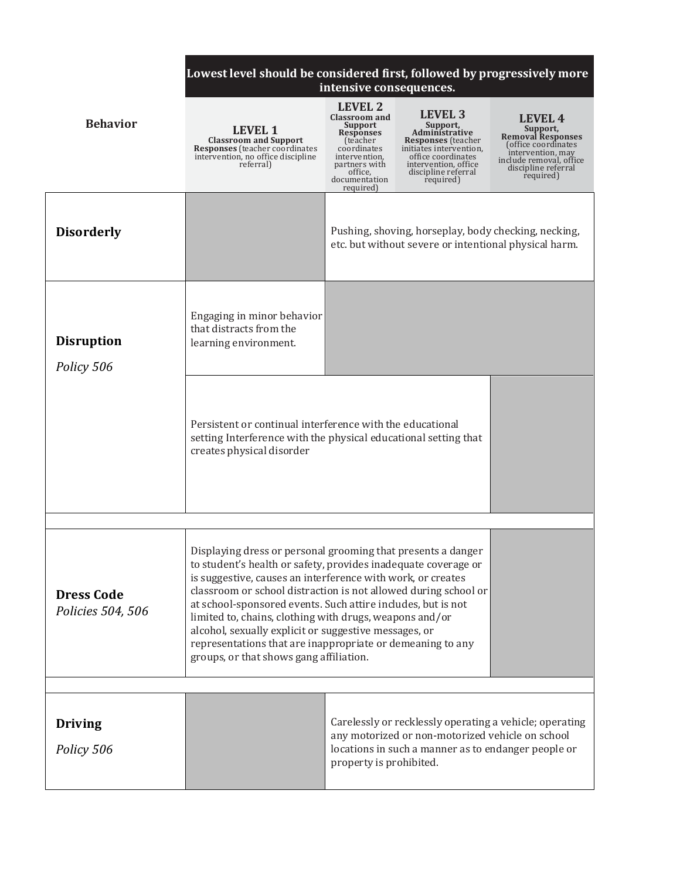| Behavior | Lowest level should be considered first, followed by progressively more intensive consequences. | | | |
|---|---|---|---|---|
| | **LEVEL 1** **Classroom and Support Responses** (teacher coordinates intervention, no office discipline referral) | **LEVEL 2** **Classroom and Support Responses** (teacher coordinates intervention, partners with office, documentation required) | **LEVEL 3** **Support, Administrative Responses** (teacher initiates intervention, office coordinates intervention, office discipline referral required) | **LEVEL 4** **Support, Removal Responses** (office coordinates intervention, may include removal, office discipline referral required) |
| **Disorderly** | | Pushing, shoving, horseplay, body checking, necking, etc. but without severe or intentional physical harm. | | |
| **Disruption** *Policy 506* | Engaging in minor behavior that distracts from the learning environment. | | | |
| | Persistent or continual interference with the educational setting Interference with the physical educational setting that creates physical disorder | | | |
| **Dress Code** *Policies 504, 506* | Displaying dress or personal grooming that presents a danger to student's health or safety, provides inadequate coverage or is suggestive, causes an interference with work, or creates classroom or school distraction is not allowed during school or at school-sponsored events. Such attire includes, but is not limited to, chains, clothing with drugs, weapons and/or alcohol, sexually explicit or suggestive messages, or representations that are inappropriate or demeaning to any groups, or that shows gang affiliation. | | | |
| **Driving** *Policy 506* | | Carelessly or recklessly operating a vehicle; operating any motorized or non-motorized vehicle on school locations in such a manner as to endanger people or property is prohibited. | | |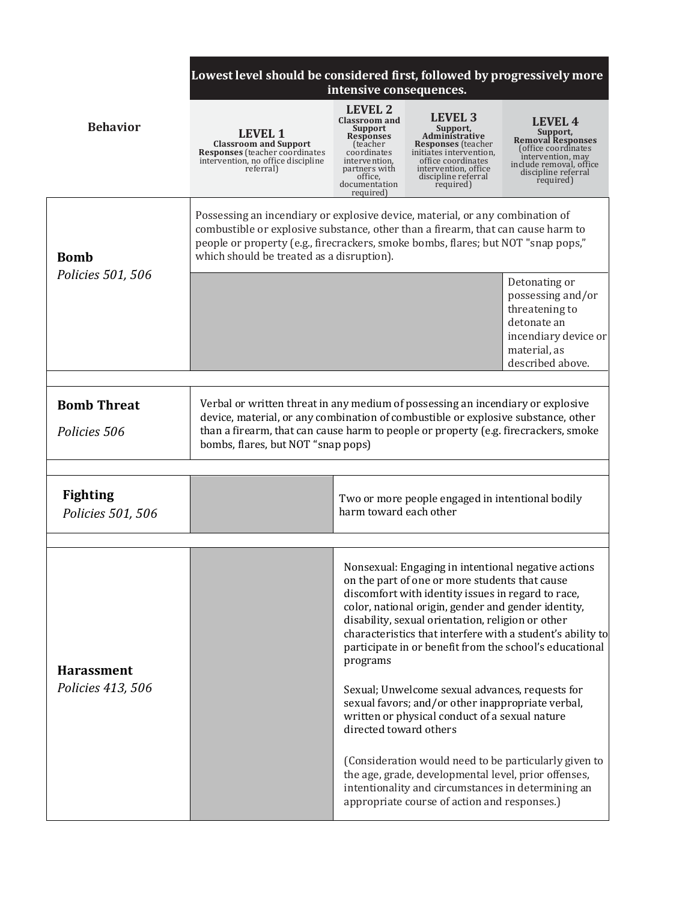| Behavior | LEVEL 1 **Classroom and Support Responses** (teacher coordinates intervention, no office discipline referral) | LEVEL 2 **Classroom and Support Responses** (teacher coordinates intervention, partners with office, documentation required) | LEVEL 3 **Support, Administrative Responses** (teacher initiates intervention, office coordinates intervention, office discipline referral required) | LEVEL 4 **Support, Removal Responses** (office coordinates intervention, may include removal, office discipline referral required) |
|---|---|---|---|---|
| | **Lowest level should be considered first, followed by progressively more intensive consequences.** | | | |
| **Bomb** *Policies 501, 506* | Possessing an incendiary or explosive device, material, or any combination of combustible or explosive substance, other than a firearm, that can cause harm to people or property (e.g., firecrackers, smoke bombs, flares; but NOT "snap pops," which should be treated as a disruption). | | | |
| | | | | Detonating or possessing and/or threatening to detonate an incendiary device or material, as described above. |
| **Bomb Threat** *Policies 506* | Verbal or written threat in any medium of possessing an incendiary or explosive device, material, or any combination of combustible or explosive substance, other than a firearm, that can cause harm to people or property (e.g. firecrackers, smoke bombs, flares, but NOT "snap pops) | | | |
| **Fighting** *Policies 501, 506* | | Two or more people engaged in intentional bodily harm toward each other | | |
| **Harassment** *Policies 413, 506* | | Nonsexual: Engaging in intentional negative actions on the part of one or more students that cause discomfort with identity issues in regard to race, color, national origin, gender and gender identity, disability, sexual orientation, religion or other characteristics that interfere with a student's ability to participate in or benefit from the school's educational programs<br><br>Sexual; Unwelcome sexual advances, requests for sexual favors; and/or other inappropriate verbal, written or physical conduct of a sexual nature directed toward others<br><br>(Consideration would need to be particularly given to the age, grade, developmental level, prior offenses, intentionality and circumstances in determining an appropriate course of action and responses.) | | |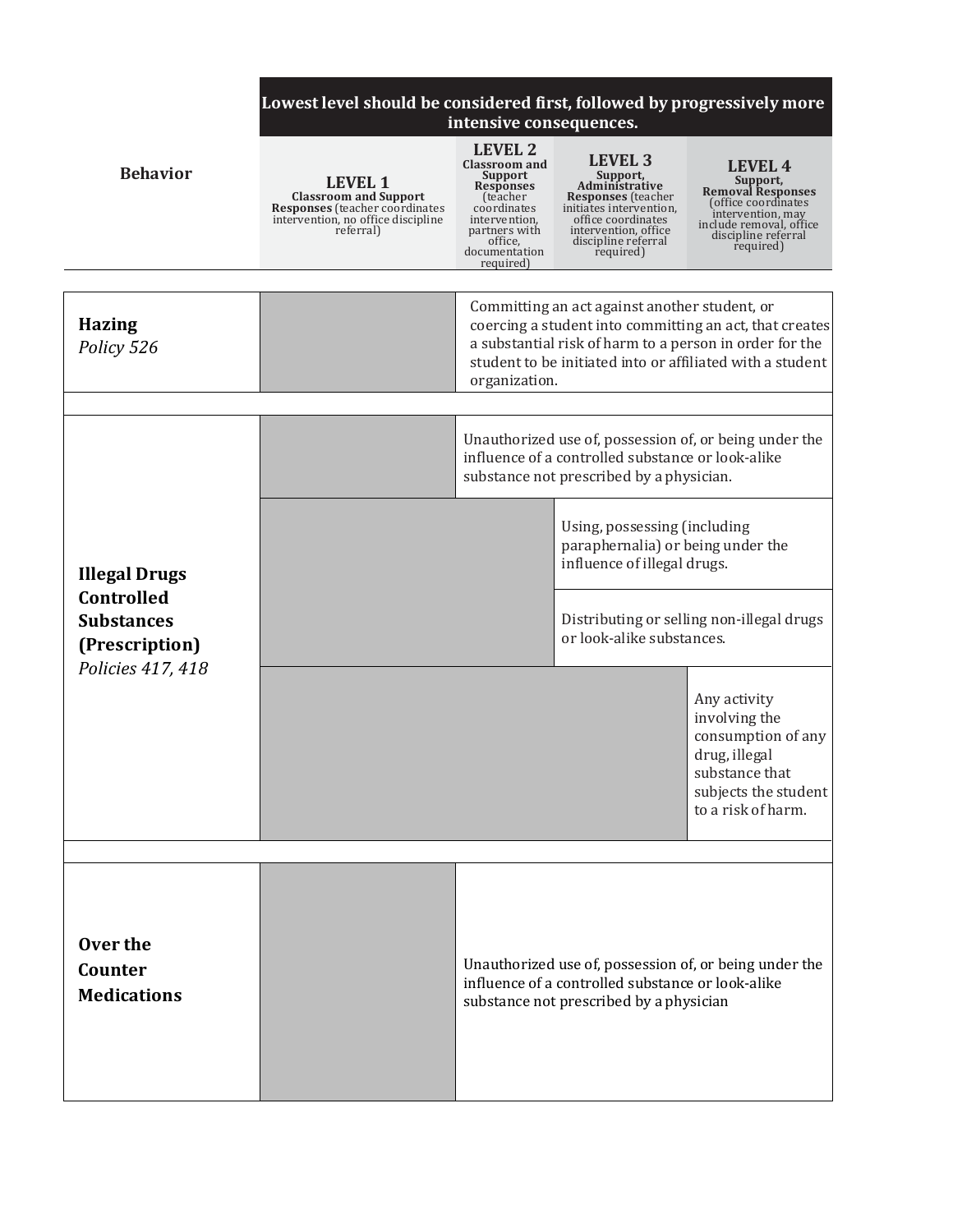| Behavior | Lowest level should be considered first, followed by progressively more intensive consequences. | | | |
|---|---|---|---|---|
| | **LEVEL 1** **Classroom and Support Responses** (teacher coordinates intervention, no office discipline referral) | **LEVEL 2** **Classroom and Support Responses** (teacher coordinates intervention, partners with office, documentation required) | **LEVEL 3** **Support, Administrative Responses** (teacher initiates intervention, office coordinates intervention, office discipline referral required) | **LEVEL 4** **Support, Removal Responses** (office coordinates intervention, may include removal, office discipline referral required) |
| **Hazing** *Policy 526* | | Committing an act against another student, or coercing a student into committing an act, that creates a substantial risk of harm to a person in order for the student to be initiated into or affiliated with a student organization. | | |
| **Illegal Drugs Controlled Substances (Prescription)** *Policies 417, 418* | | Unauthorized use of, possession of, or being under the influence of a controlled substance or look-alike substance not prescribed by a physician. | | |
| | | | Using, possessing (including paraphernalia) or being under the influence of illegal drugs. | |
| | | | Distributing or selling non-illegal drugs or look-alike substances. | |
| | | | | Any activity involving the consumption of any drug, illegal substance that subjects the student to a risk of harm. |
| **Over the Counter Medications** | | Unauthorized use of, possession of, or being under the influence of a controlled substance or look-alike substance not prescribed by a physician | | |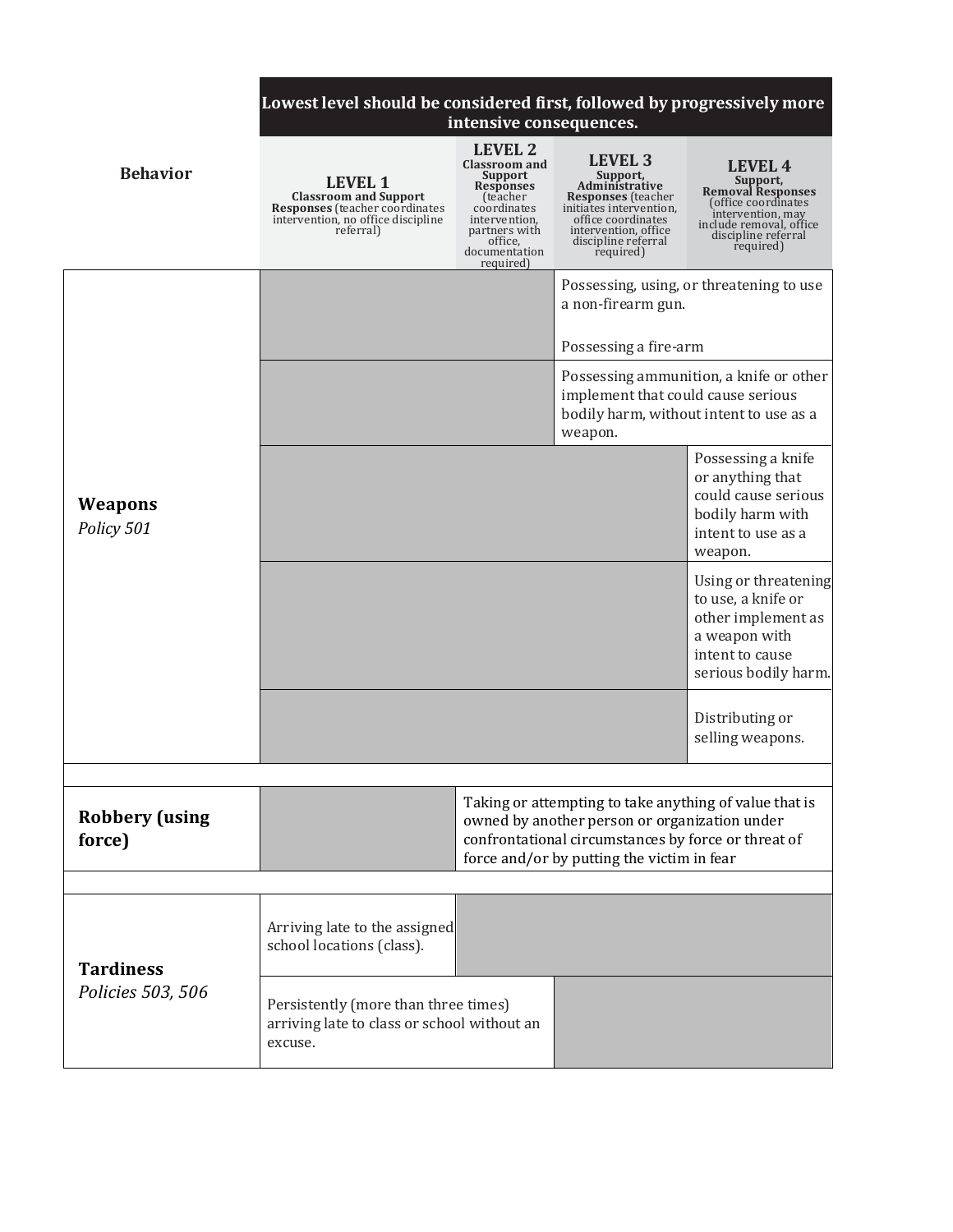| Behavior | LEVEL 1 Classroom and Support Responses (teacher coordinates intervention, no office discipline referral) | LEVEL 2 Classroom and Support Responses (teacher coordinates intervention, partners with office, documentation required) | LEVEL 3 Support, Administrative Responses (teacher initiates intervention, office coordinates intervention, office discipline referral required) | LEVEL 4 Support, Removal Responses (office coordinates intervention, may include removal, office discipline referral required) |
|---|---|---|---|---|
| | Lowest level should be considered first, followed by progressively more intensive consequences. | | | |
| **Weapons** *Policy 501* | | | Possessing, using, or threatening to use a non-firearm gun.<br><br>Possessing a fire-arm | |
| | | | Possessing ammunition, a knife or other implement that could cause serious bodily harm, without intent to use as a weapon. | |
| | | | | Possessing a knife or anything that could cause serious bodily harm with intent to use as a weapon. |
| | | | | Using or threatening to use, a knife or other implement as a weapon with intent to cause serious bodily harm. |
| | | | | Distributing or selling weapons. |
| **Robbery (using force)** | | Taking or attempting to take anything of value that is owned by another person or organization under confrontational circumstances by force or threat of force and/or by putting the victim in fear | | |
| **Tardiness** *Policies 503, 506* | Arriving late to the assigned school locations (class). | | | |
| | Persistently (more than three times) arriving late to class or school without an excuse. | | | |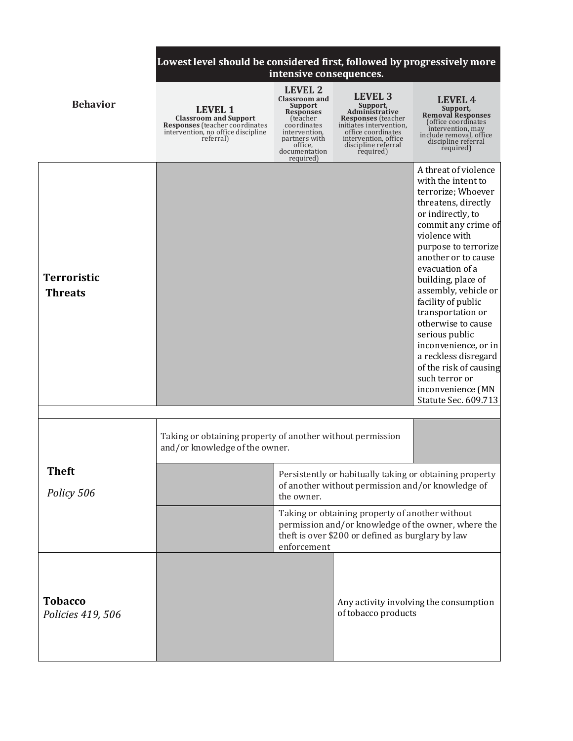| Behavior | Lowest level should be considered first, followed by progressively more intensive consequences. | | | |
|---|---|---|---|---|
| | **LEVEL 1** **Classroom and Support Responses** (teacher coordinates intervention, no office discipline referral) | **LEVEL 2** **Classroom and Support Responses** (teacher coordinates intervention, partners with office, documentation required) | **LEVEL 3** **Support, Administrative Responses** (teacher initiates intervention, office coordinates intervention, office discipline referral required) | **LEVEL 4** **Support, Removal Responses** (office coordinates intervention, may include removal, office discipline referral required) |
| **Terroristic Threats** | | | | A threat of violence with the intent to terrorize; Whoever threatens, directly or indirectly, to commit any crime of violence with purpose to terrorize another or to cause evacuation of a building, place of assembly, vehicle or facility of public transportation or otherwise to cause serious public inconvenience, or in a reckless disregard of the risk of causing such terror or inconvenience (MN Statute Sec. 609.713 |
| **Theft** *Policy 506* | Taking or obtaining property of another without permission and/or knowledge of the owner. | Taking or obtaining property of another without permission and/or knowledge of the owner. | Taking or obtaining property of another without permission and/or knowledge of the owner. | |
| | | Persistently or habitually taking or obtaining property of another without permission and/or knowledge of the owner. | Persistently or habitually taking or obtaining property of another without permission and/or knowledge of the owner. | Persistently or habitually taking or obtaining property of another without permission and/or knowledge of the owner. |
| | | Taking or obtaining property of another without permission and/or knowledge of the owner, where the theft is over $200 or defined as burglary by law enforcement | Taking or obtaining property of another without permission and/or knowledge of the owner, where the theft is over $200 or defined as burglary by law enforcement | Taking or obtaining property of another without permission and/or knowledge of the owner, where the theft is over $200 or defined as burglary by law enforcement |
| **Tobacco** *Policies 419, 506* | | | Any activity involving the consumption of tobacco products | Any activity involving the consumption of tobacco products |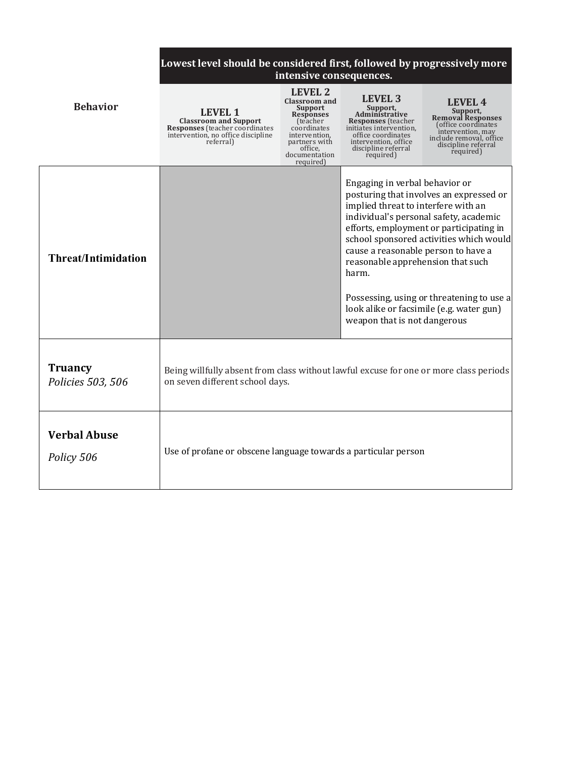| Behavior | Lowest level should be considered first, followed by progressively more intensive consequences. | | | |
|---|---|---|---|---|
| | **LEVEL 1** **Classroom and Support Responses** (teacher coordinates intervention, no office discipline referral) | **LEVEL 2** **Classroom and Support Responses** (teacher coordinates intervention, partners with office, documentation required) | **LEVEL 3** **Support, Administrative Responses** (teacher initiates intervention, office coordinates intervention, office discipline referral required) | **LEVEL 4** **Support, Removal Responses** (office coordinates intervention, may include removal, office discipline referral required) |
| **Threat/Intimidation** | | | Engaging in verbal behavior or posturing that involves an expressed or implied threat to interfere with an individual's personal safety, academic efforts, employment or participating in school sponsored activities which would cause a reasonable person to have a reasonable apprehension that such harm.<br><br>Possessing, using or threatening to use a look alike or facsimile (e.g. water gun) weapon that is not dangerous | |
| **Truancy** *Policies 503, 506* | Being willfully absent from class without lawful excuse for one or more class periods on seven different school days. | | | |
| **Verbal Abuse** *Policy 506* | Use of profane or obscene language towards a particular person | | | |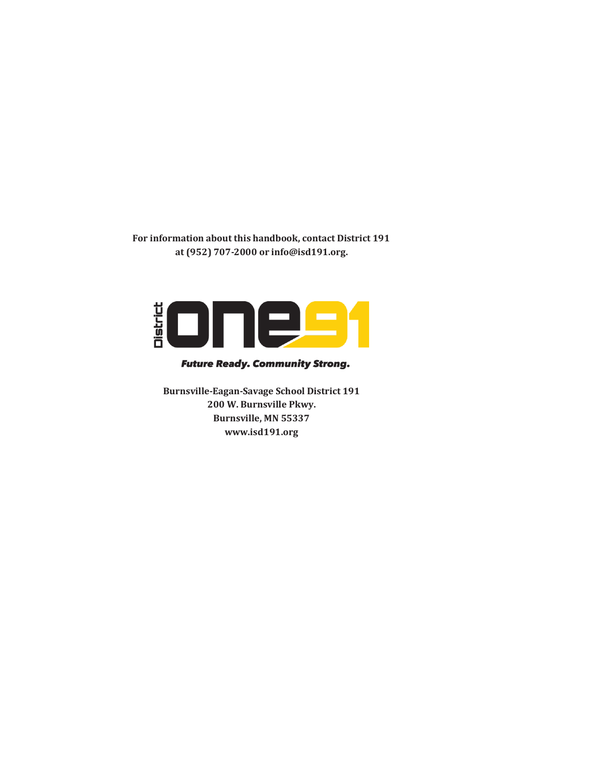**For information about this handbook, contact District 191 at (952) 707-2000 or info@isd191.org.**

District ONE91

***Future Ready. Community Strong.***

**Burnsville-Eagan-Savage School District 191**
**200 W. Burnsville Pkwy.**
**Burnsville, MN 55337**
**www.isd191.org**